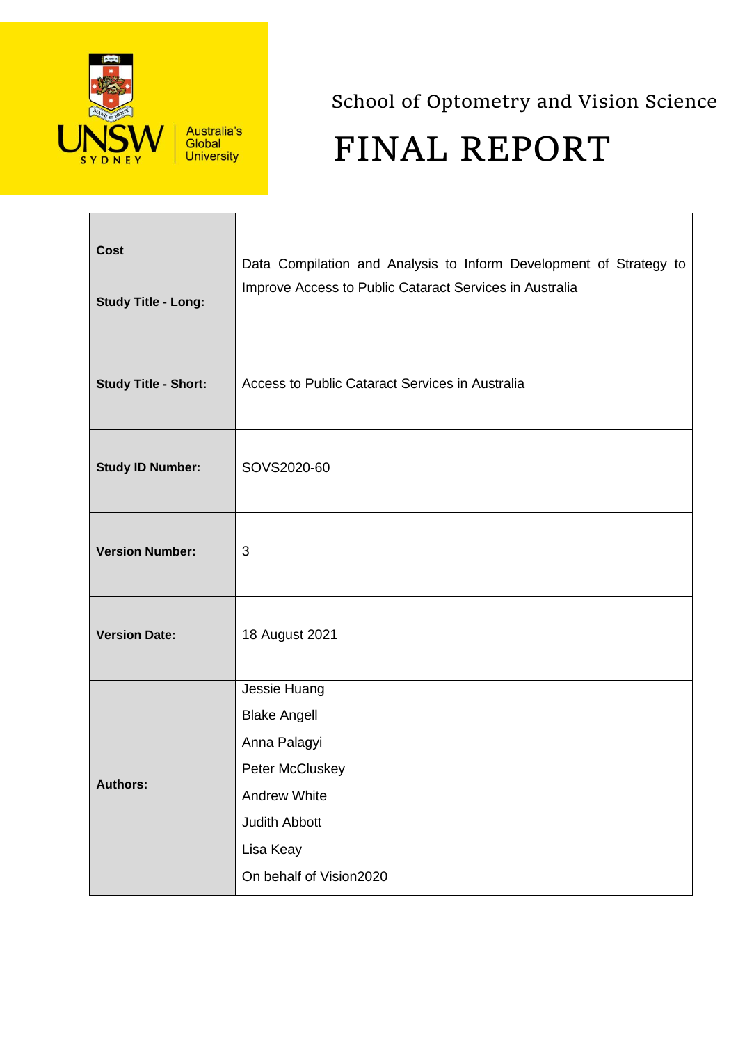UNSW SYDNEY | Australia's Global University

School of Optometry and Vision Science

# FINAL REPORT

| | |
|---|---|
| **Cost**<br><br>**Study Title - Long:** | Data Compilation and Analysis to Inform Development of Strategy to Improve Access to Public Cataract Services in Australia |
| **Study Title - Short:** | Access to Public Cataract Services in Australia |
| **Study ID Number:** | SOVS2020-60 |
| **Version Number:** | 3 |
| **Version Date:** | 18 August 2021 |
| **Authors:** | Jessie Huang<br>Blake Angell<br>Anna Palagyi<br>Peter McCluskey<br>Andrew White<br>Judith Abbott<br>Lisa Keay<br>On behalf of Vision2020 |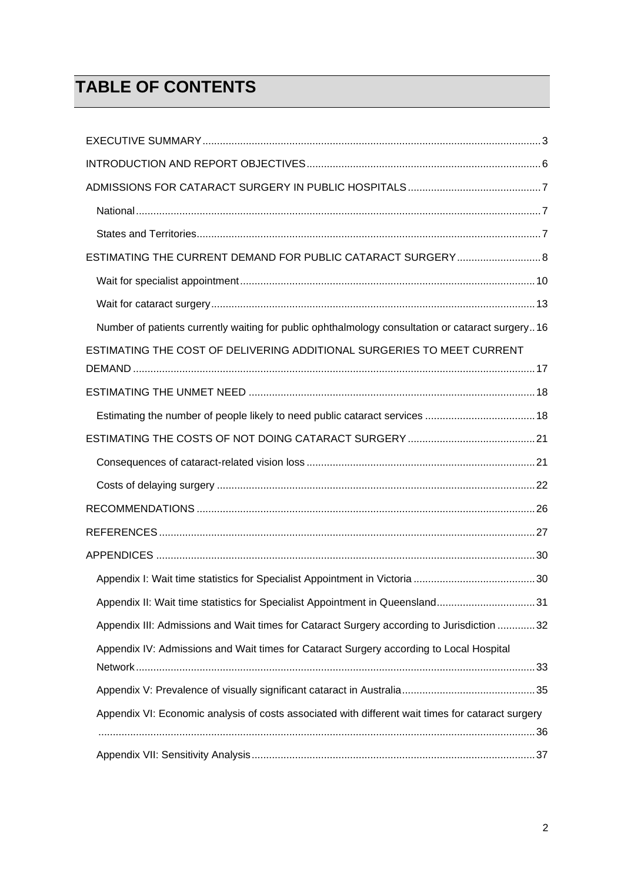# TABLE OF CONTENTS

EXECUTIVE SUMMARY .... 3

INTRODUCTION AND REPORT OBJECTIVES .... 6

ADMISSIONS FOR CATARACT SURGERY IN PUBLIC HOSPITALS .... 7

- National .... 7
- States and Territories .... 7

ESTIMATING THE CURRENT DEMAND FOR PUBLIC CATARACT SURGERY .... 8

- Wait for specialist appointment .... 10
- Wait for cataract surgery .... 13
- Number of patients currently waiting for public ophthalmology consultation or cataract surgery .. 16

ESTIMATING THE COST OF DELIVERING ADDITIONAL SURGERIES TO MEET CURRENT DEMAND .... 17

ESTIMATING THE UNMET NEED .... 18

- Estimating the number of people likely to need public cataract services .... 18

ESTIMATING THE COSTS OF NOT DOING CATARACT SURGERY .... 21

- Consequences of cataract-related vision loss .... 21
- Costs of delaying surgery .... 22

RECOMMENDATIONS .... 26

REFERENCES .... 27

APPENDICES .... 30

- Appendix I: Wait time statistics for Specialist Appointment in Victoria .... 30
- Appendix II: Wait time statistics for Specialist Appointment in Queensland .... 31
- Appendix III: Admissions and Wait times for Cataract Surgery according to Jurisdiction .... 32
- Appendix IV: Admissions and Wait times for Cataract Surgery according to Local Hospital Network .... 33
- Appendix V: Prevalence of visually significant cataract in Australia .... 35
- Appendix VI: Economic analysis of costs associated with different wait times for cataract surgery .... 36
- Appendix VII: Sensitivity Analysis .... 37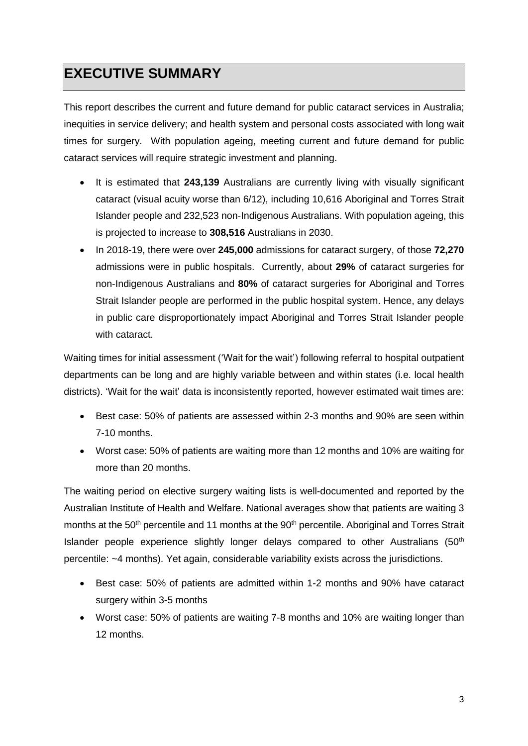# EXECUTIVE SUMMARY

This report describes the current and future demand for public cataract services in Australia; inequities in service delivery; and health system and personal costs associated with long wait times for surgery. With population ageing, meeting current and future demand for public cataract services will require strategic investment and planning.

- It is estimated that **243,139** Australians are currently living with visually significant cataract (visual acuity worse than 6/12), including 10,616 Aboriginal and Torres Strait Islander people and 232,523 non-Indigenous Australians. With population ageing, this is projected to increase to **308,516** Australians in 2030.
- In 2018-19, there were over **245,000** admissions for cataract surgery, of those **72,270** admissions were in public hospitals. Currently, about **29%** of cataract surgeries for non-Indigenous Australians and **80%** of cataract surgeries for Aboriginal and Torres Strait Islander people are performed in the public hospital system. Hence, any delays in public care disproportionately impact Aboriginal and Torres Strait Islander people with cataract.

Waiting times for initial assessment ('Wait for the wait') following referral to hospital outpatient departments can be long and are highly variable between and within states (i.e. local health districts). 'Wait for the wait' data is inconsistently reported, however estimated wait times are:

- Best case: 50% of patients are assessed within 2-3 months and 90% are seen within 7-10 months.
- Worst case: 50% of patients are waiting more than 12 months and 10% are waiting for more than 20 months.

The waiting period on elective surgery waiting lists is well-documented and reported by the Australian Institute of Health and Welfare. National averages show that patients are waiting 3 months at the 50th percentile and 11 months at the 90th percentile. Aboriginal and Torres Strait Islander people experience slightly longer delays compared to other Australians (50th percentile: ~4 months). Yet again, considerable variability exists across the jurisdictions.

- Best case: 50% of patients are admitted within 1-2 months and 90% have cataract surgery within 3-5 months
- Worst case: 50% of patients are waiting 7-8 months and 10% are waiting longer than 12 months.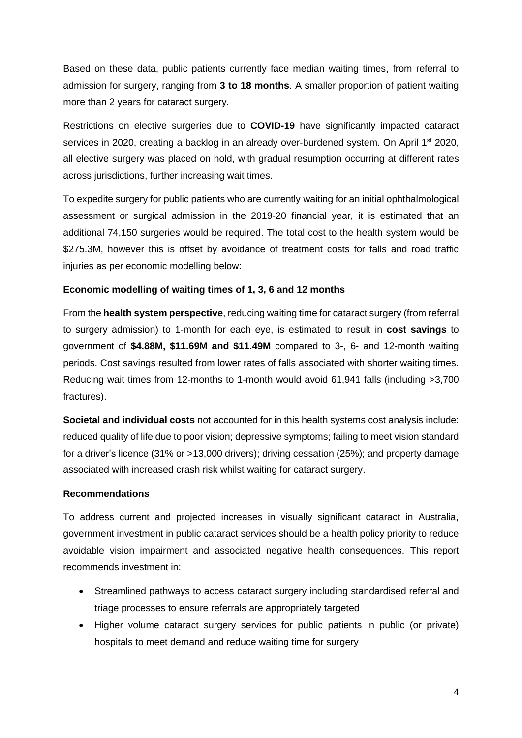Based on these data, public patients currently face median waiting times, from referral to admission for surgery, ranging from **3 to 18 months**. A smaller proportion of patient waiting more than 2 years for cataract surgery.

Restrictions on elective surgeries due to **COVID-19** have significantly impacted cataract services in 2020, creating a backlog in an already over-burdened system. On April 1st 2020, all elective surgery was placed on hold, with gradual resumption occurring at different rates across jurisdictions, further increasing wait times.

To expedite surgery for public patients who are currently waiting for an initial ophthalmological assessment or surgical admission in the 2019-20 financial year, it is estimated that an additional 74,150 surgeries would be required. The total cost to the health system would be $275.3M, however this is offset by avoidance of treatment costs for falls and road traffic injuries as per economic modelling below:

**Economic modelling of waiting times of 1, 3, 6 and 12 months**

From the **health system perspective**, reducing waiting time for cataract surgery (from referral to surgery admission) to 1-month for each eye, is estimated to result in **cost savings** to government of **$4.88M, $11.69M and $11.49M** compared to 3-, 6- and 12-month waiting periods. Cost savings resulted from lower rates of falls associated with shorter waiting times. Reducing wait times from 12-months to 1-month would avoid 61,941 falls (including >3,700 fractures).

**Societal and individual costs** not accounted for in this health systems cost analysis include: reduced quality of life due to poor vision; depressive symptoms; failing to meet vision standard for a driver's licence (31% or >13,000 drivers); driving cessation (25%); and property damage associated with increased crash risk whilst waiting for cataract surgery.

**Recommendations**

To address current and projected increases in visually significant cataract in Australia, government investment in public cataract services should be a health policy priority to reduce avoidable vision impairment and associated negative health consequences. This report recommends investment in:

- Streamlined pathways to access cataract surgery including standardised referral and triage processes to ensure referrals are appropriately targeted
- Higher volume cataract surgery services for public patients in public (or private) hospitals to meet demand and reduce waiting time for surgery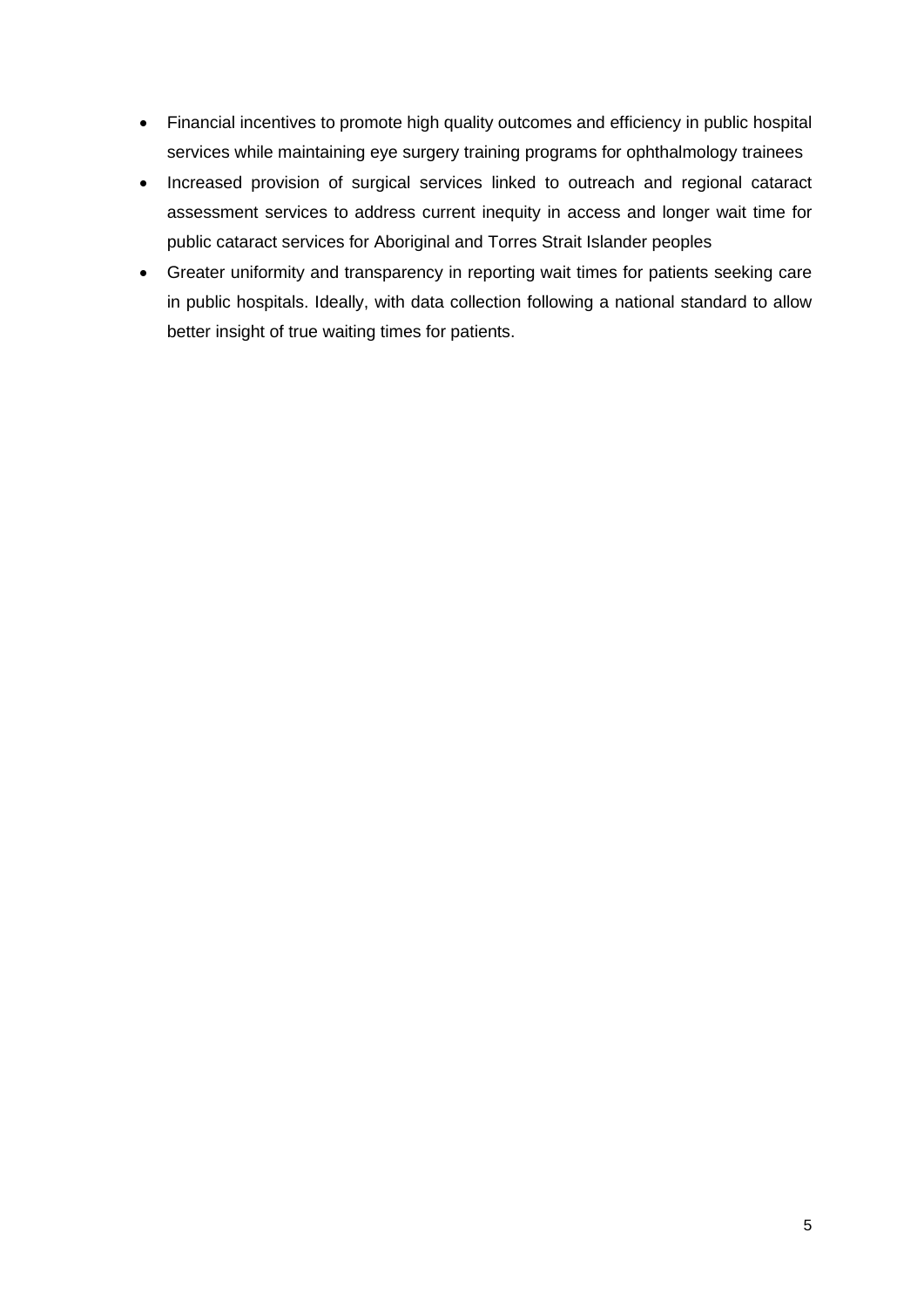- Financial incentives to promote high quality outcomes and efficiency in public hospital services while maintaining eye surgery training programs for ophthalmology trainees
- Increased provision of surgical services linked to outreach and regional cataract assessment services to address current inequity in access and longer wait time for public cataract services for Aboriginal and Torres Strait Islander peoples
- Greater uniformity and transparency in reporting wait times for patients seeking care in public hospitals. Ideally, with data collection following a national standard to allow better insight of true waiting times for patients.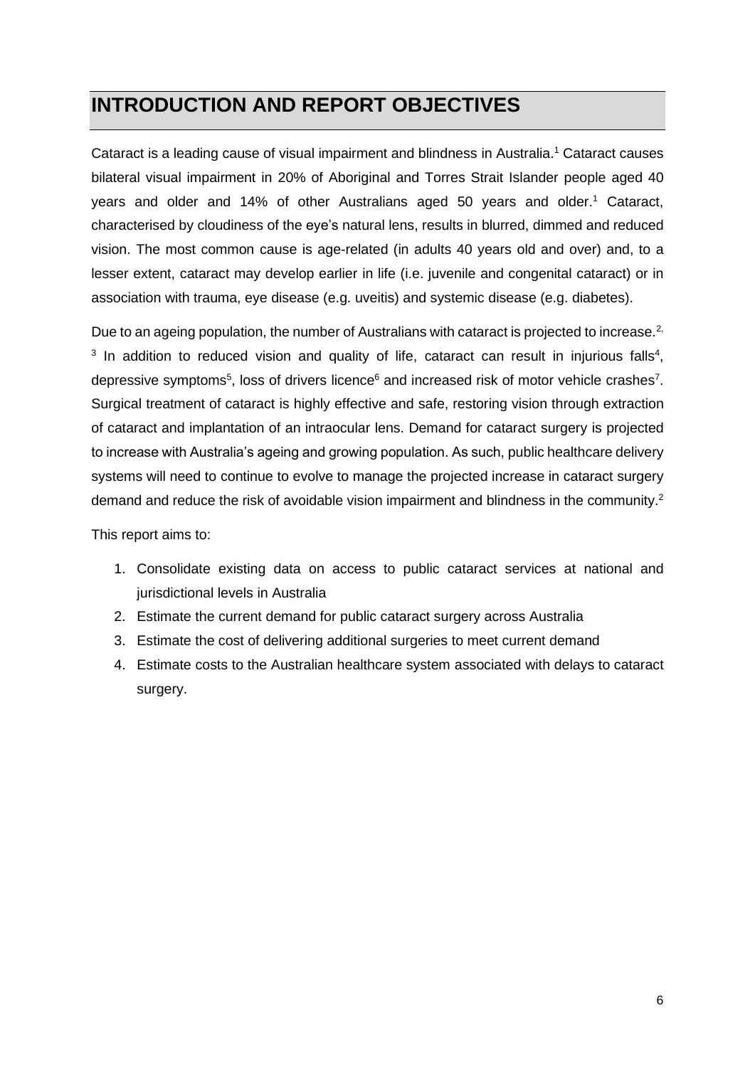# INTRODUCTION AND REPORT OBJECTIVES

Cataract is a leading cause of visual impairment and blindness in Australia.[1] Cataract causes bilateral visual impairment in 20% of Aboriginal and Torres Strait Islander people aged 40 years and older and 14% of other Australians aged 50 years and older.[1] Cataract, characterised by cloudiness of the eye's natural lens, results in blurred, dimmed and reduced vision. The most common cause is age-related (in adults 40 years old and over) and, to a lesser extent, cataract may develop earlier in life (i.e. juvenile and congenital cataract) or in association with trauma, eye disease (e.g. uveitis) and systemic disease (e.g. diabetes).

Due to an ageing population, the number of Australians with cataract is projected to increase.[2,3] In addition to reduced vision and quality of life, cataract can result in injurious falls[4], depressive symptoms[5], loss of drivers licence[6] and increased risk of motor vehicle crashes[7]. Surgical treatment of cataract is highly effective and safe, restoring vision through extraction of cataract and implantation of an intraocular lens. Demand for cataract surgery is projected to increase with Australia's ageing and growing population. As such, public healthcare delivery systems will need to continue to evolve to manage the projected increase in cataract surgery demand and reduce the risk of avoidable vision impairment and blindness in the community.[2]

This report aims to:

1. Consolidate existing data on access to public cataract services at national and jurisdictional levels in Australia
2. Estimate the current demand for public cataract surgery across Australia
3. Estimate the cost of delivering additional surgeries to meet current demand
4. Estimate costs to the Australian healthcare system associated with delays to cataract surgery.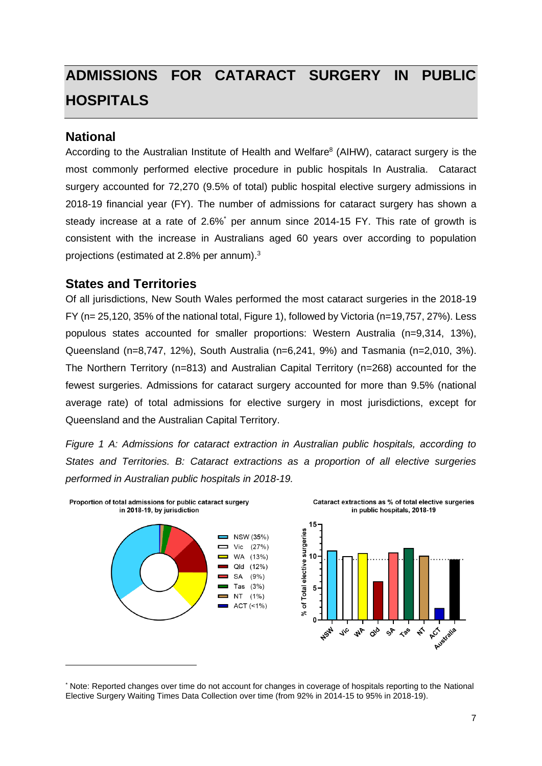# ADMISSIONS FOR CATARACT SURGERY IN PUBLIC HOSPITALS

## National

According to the Australian Institute of Health and Welfare[8] (AIHW), cataract surgery is the most commonly performed elective procedure in public hospitals In Australia. Cataract surgery accounted for 72,270 (9.5% of total) public hospital elective surgery admissions in 2018-19 financial year (FY). The number of admissions for cataract surgery has shown a steady increase at a rate of 2.6%[*] per annum since 2014-15 FY. This rate of growth is consistent with the increase in Australians aged 60 years over according to population projections (estimated at 2.8% per annum).[3]

## States and Territories

Of all jurisdictions, New South Wales performed the most cataract surgeries in the 2018-19 FY (n= 25,120, 35% of the national total, Figure 1), followed by Victoria (n=19,757, 27%). Less populous states accounted for smaller proportions: Western Australia (n=9,314, 13%), Queensland (n=8,747, 12%), South Australia (n=6,241, 9%) and Tasmania (n=2,010, 3%). The Northern Territory (n=813) and Australian Capital Territory (n=268) accounted for the fewest surgeries. Admissions for cataract surgery accounted for more than 9.5% (national average rate) of total admissions for elective surgery in most jurisdictions, except for Queensland and the Australian Capital Territory.

*Figure 1 A: Admissions for cataract extraction in Australian public hospitals, according to States and Territories. B: Cataract extractions as a proportion of all elective surgeries performed in Australian public hospitals in 2018-19.*

Proportion of total admissions for public cataract surgery in 2018-19, by jurisdiction

NSW (35%), Vic (27%), WA (13%), Qld (12%), SA (9%), Tas (3%), NT (1%), ACT (<1%)

Cataract extractions as % of total elective surgeries in public hospitals, 2018-19

---

[*] Note: Reported changes over time do not account for changes in coverage of hospitals reporting to the National Elective Surgery Waiting Times Data Collection over time (from 92% in 2014-15 to 95% in 2018-19).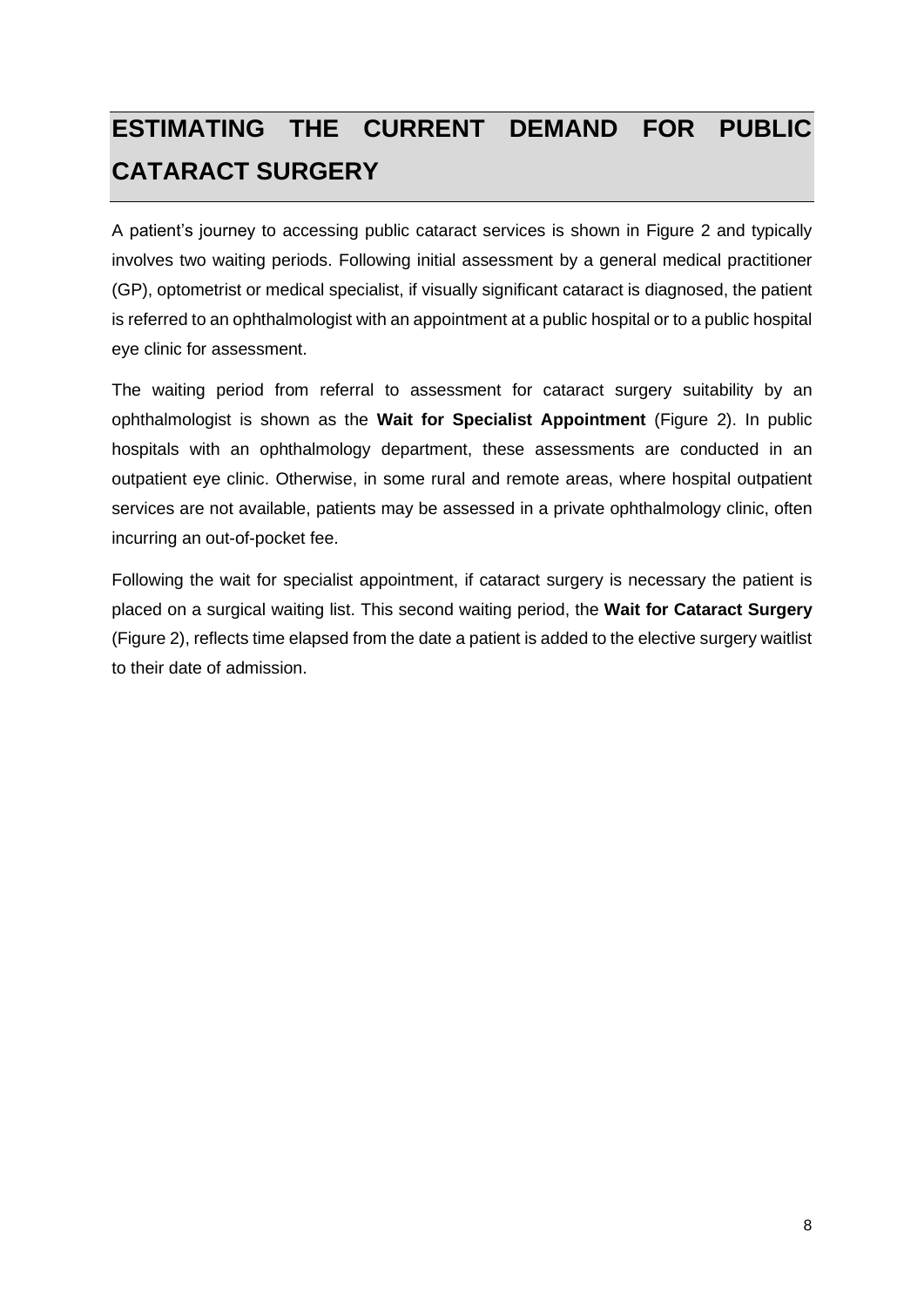# ESTIMATING THE CURRENT DEMAND FOR PUBLIC CATARACT SURGERY

A patient's journey to accessing public cataract services is shown in Figure 2 and typically involves two waiting periods. Following initial assessment by a general medical practitioner (GP), optometrist or medical specialist, if visually significant cataract is diagnosed, the patient is referred to an ophthalmologist with an appointment at a public hospital or to a public hospital eye clinic for assessment.

The waiting period from referral to assessment for cataract surgery suitability by an ophthalmologist is shown as the **Wait for Specialist Appointment** (Figure 2). In public hospitals with an ophthalmology department, these assessments are conducted in an outpatient eye clinic. Otherwise, in some rural and remote areas, where hospital outpatient services are not available, patients may be assessed in a private ophthalmology clinic, often incurring an out-of-pocket fee.

Following the wait for specialist appointment, if cataract surgery is necessary the patient is placed on a surgical waiting list. This second waiting period, the **Wait for Cataract Surgery** (Figure 2), reflects time elapsed from the date a patient is added to the elective surgery waitlist to their date of admission.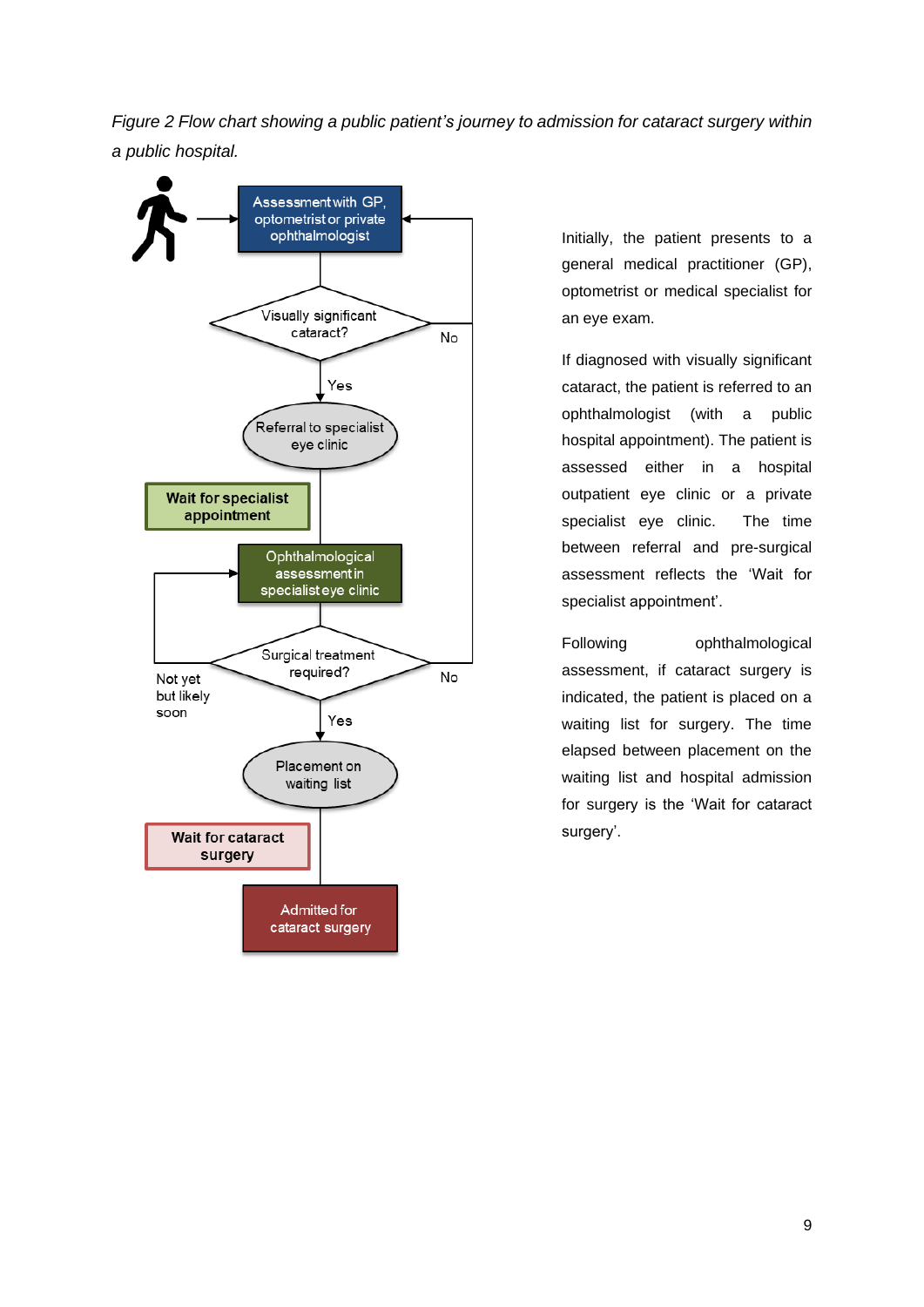*Figure 2 Flow chart showing a public patient's journey to admission for cataract surgery within a public hospital.*

Assessment with GP, optometrist or private ophthalmologist

Visually significant cataract?

No

Yes

Referral to specialist eye clinic

Wait for specialist appointment

Ophthalmological assessment in specialist eye clinic

Surgical treatment required?

Not yet but likely soon

No

Yes

Placement on waiting list

Wait for cataract surgery

Admitted for cataract surgery

Initially, the patient presents to a general medical practitioner (GP), optometrist or medical specialist for an eye exam.

If diagnosed with visually significant cataract, the patient is referred to an ophthalmologist (with a public hospital appointment). The patient is assessed either in a hospital outpatient eye clinic or a private specialist eye clinic. The time between referral and pre-surgical assessment reflects the 'Wait for specialist appointment'.

Following ophthalmological assessment, if cataract surgery is indicated, the patient is placed on a waiting list for surgery. The time elapsed between placement on the waiting list and hospital admission for surgery is the 'Wait for cataract surgery'.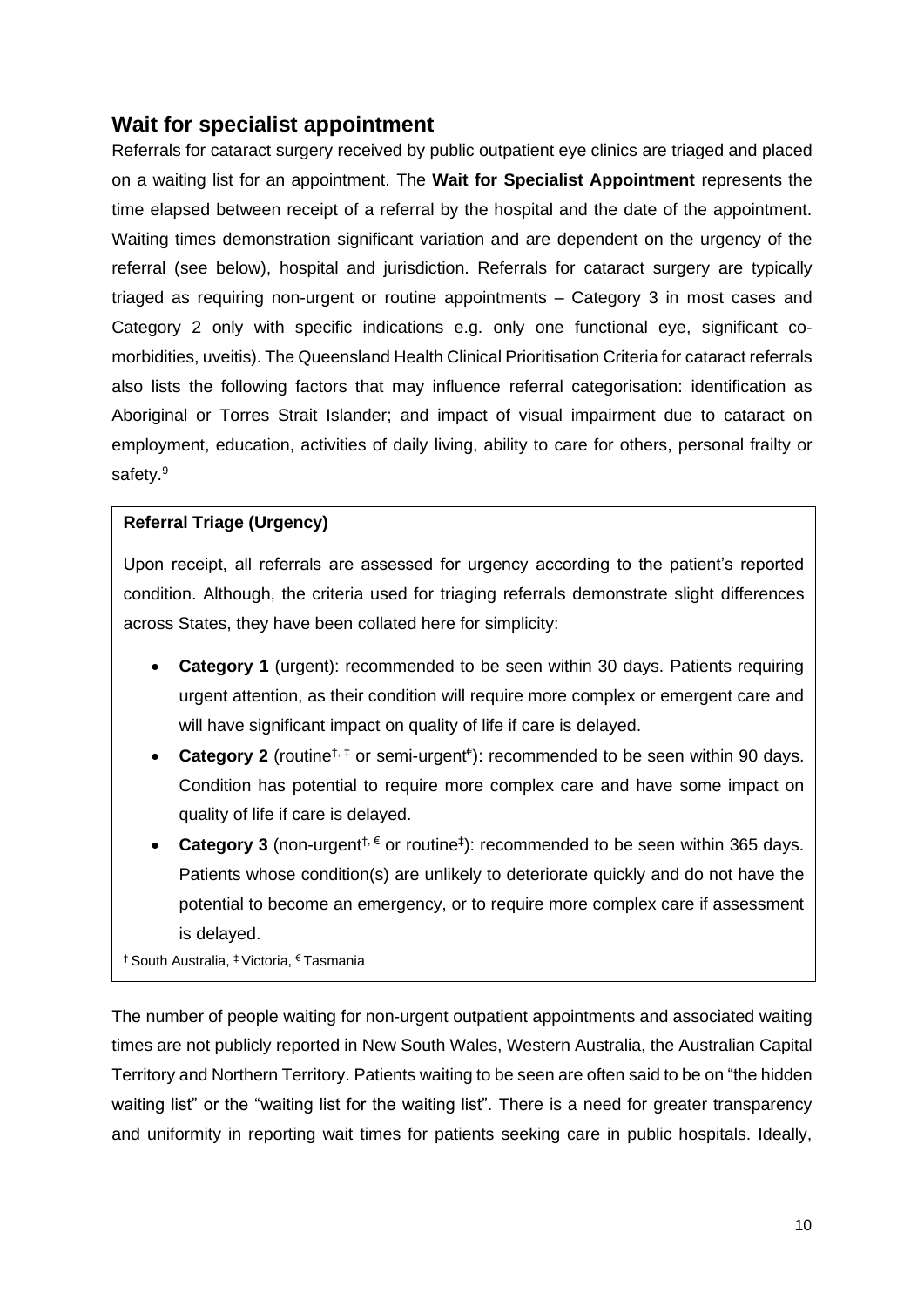## Wait for specialist appointment

Referrals for cataract surgery received by public outpatient eye clinics are triaged and placed on a waiting list for an appointment. The **Wait for Specialist Appointment** represents the time elapsed between receipt of a referral by the hospital and the date of the appointment. Waiting times demonstration significant variation and are dependent on the urgency of the referral (see below), hospital and jurisdiction. Referrals for cataract surgery are typically triaged as requiring non-urgent or routine appointments – Category 3 in most cases and Category 2 only with specific indications e.g. only one functional eye, significant co-morbidities, uveitis). The Queensland Health Clinical Prioritisation Criteria for cataract referrals also lists the following factors that may influence referral categorisation: identification as Aboriginal or Torres Strait Islander; and impact of visual impairment due to cataract on employment, education, activities of daily living, ability to care for others, personal frailty or safety.[9]

**Referral Triage (Urgency)**

Upon receipt, all referrals are assessed for urgency according to the patient's reported condition. Although, the criteria used for triaging referrals demonstrate slight differences across States, they have been collated here for simplicity:

- **Category 1** (urgent): recommended to be seen within 30 days. Patients requiring urgent attention, as their condition will require more complex or emergent care and will have significant impact on quality of life if care is delayed.
- **Category 2** (routine[†, ‡] or semi-urgent[€]): recommended to be seen within 90 days. Condition has potential to require more complex care and have some impact on quality of life if care is delayed.
- **Category 3** (non-urgent[†, €] or routine[‡]): recommended to be seen within 365 days. Patients whose condition(s) are unlikely to deteriorate quickly and do not have the potential to become an emergency, or to require more complex care if assessment is delayed.

[†] South Australia, [‡] Victoria, [€] Tasmania

The number of people waiting for non-urgent outpatient appointments and associated waiting times are not publicly reported in New South Wales, Western Australia, the Australian Capital Territory and Northern Territory. Patients waiting to be seen are often said to be on "the hidden waiting list" or the "waiting list for the waiting list". There is a need for greater transparency and uniformity in reporting wait times for patients seeking care in public hospitals. Ideally,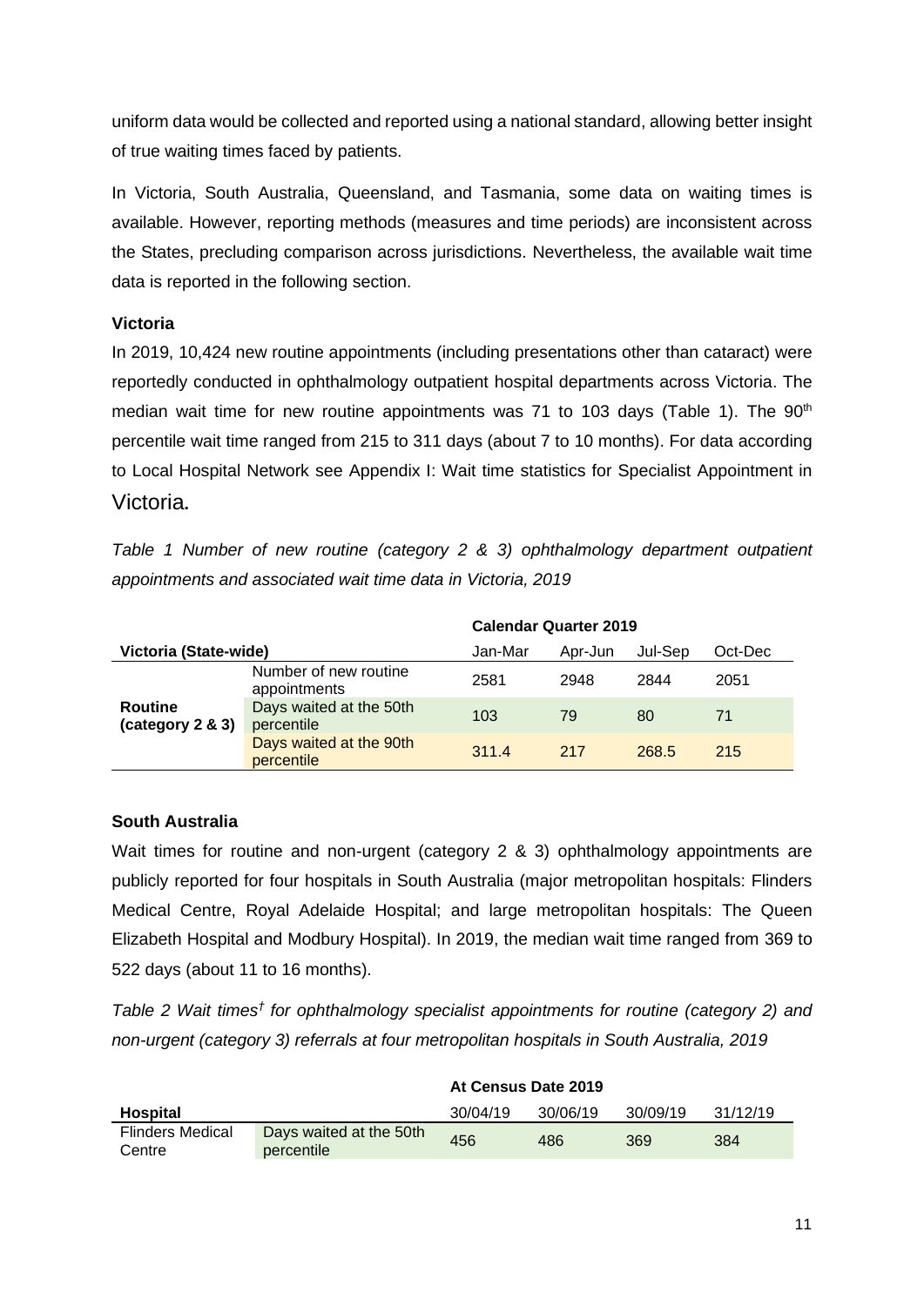uniform data would be collected and reported using a national standard, allowing better insight of true waiting times faced by patients.

In Victoria, South Australia, Queensland, and Tasmania, some data on waiting times is available. However, reporting methods (measures and time periods) are inconsistent across the States, precluding comparison across jurisdictions. Nevertheless, the available wait time data is reported in the following section.

**Victoria**

In 2019, 10,424 new routine appointments (including presentations other than cataract) were reportedly conducted in ophthalmology outpatient hospital departments across Victoria. The median wait time for new routine appointments was 71 to 103 days (Table 1). The 90th percentile wait time ranged from 215 to 311 days (about 7 to 10 months). For data according to Local Hospital Network see Appendix I: Wait time statistics for Specialist Appointment in Victoria.

*Table 1 Number of new routine (category 2 & 3) ophthalmology department outpatient appointments and associated wait time data in Victoria, 2019*

| | | Calendar Quarter 2019 | | | |
|---|---|---|---|---|---|
| **Victoria (State-wide)** | | Jan-Mar | Apr-Jun | Jul-Sep | Oct-Dec |
| **Routine (category 2 & 3)** | Number of new routine appointments | 2581 | 2948 | 2844 | 2051 |
| | Days waited at the 50th percentile | 103 | 79 | 80 | 71 |
| | Days waited at the 90th percentile | 311.4 | 217 | 268.5 | 215 |

**South Australia**

Wait times for routine and non-urgent (category 2 & 3) ophthalmology appointments are publicly reported for four hospitals in South Australia (major metropolitan hospitals: Flinders Medical Centre, Royal Adelaide Hospital; and large metropolitan hospitals: The Queen Elizabeth Hospital and Modbury Hospital). In 2019, the median wait time ranged from 369 to 522 days (about 11 to 16 months).

*Table 2 Wait times† for ophthalmology specialist appointments for routine (category 2) and non-urgent (category 3) referrals at four metropolitan hospitals in South Australia, 2019*

| | | At Census Date 2019 | | | |
|---|---|---|---|---|---|
| **Hospital** | | 30/04/19 | 30/06/19 | 30/09/19 | 31/12/19 |
| Flinders Medical Centre | Days waited at the 50th percentile | 456 | 486 | 369 | 384 |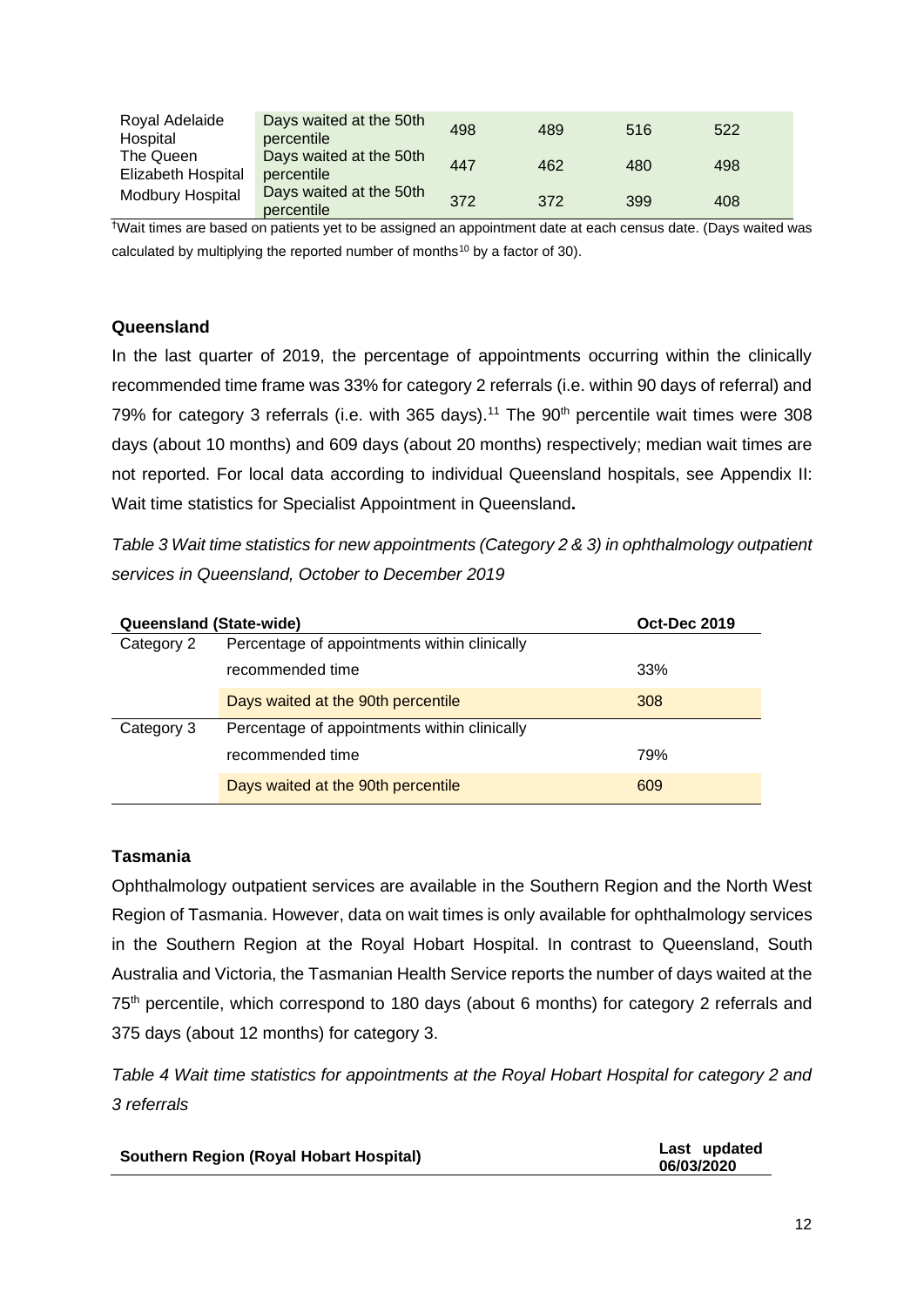| | | | | | |
|---|---|---|---|---|---|
| Royal Adelaide Hospital | Days waited at the 50th percentile | 498 | 489 | 516 | 522 |
| The Queen Elizabeth Hospital | Days waited at the 50th percentile | 447 | 462 | 480 | 498 |
| Modbury Hospital | Days waited at the 50th percentile | 372 | 372 | 399 | 408 |

†Wait times are based on patients yet to be assigned an appointment date at each census date. (Days waited was calculated by multiplying the reported number of months[10] by a factor of 30).

### Queensland

In the last quarter of 2019, the percentage of appointments occurring within the clinically recommended time frame was 33% for category 2 referrals (i.e. within 90 days of referral) and 79% for category 3 referrals (i.e. with 365 days).[11] The 90th percentile wait times were 308 days (about 10 months) and 609 days (about 20 months) respectively; median wait times are not reported. For local data according to individual Queensland hospitals, see Appendix II: Wait time statistics for Specialist Appointment in Queensland**.**

*Table 3 Wait time statistics for new appointments (Category 2 & 3) in ophthalmology outpatient services in Queensland, October to December 2019*

| **Queensland (State-wide)** | | **Oct-Dec 2019** |
|---|---|---|
| Category 2 | Percentage of appointments within clinically recommended time | 33% |
| | Days waited at the 90th percentile | 308 |
| Category 3 | Percentage of appointments within clinically recommended time | 79% |
| | Days waited at the 90th percentile | 609 |

### Tasmania

Ophthalmology outpatient services are available in the Southern Region and the North West Region of Tasmania. However, data on wait times is only available for ophthalmology services in the Southern Region at the Royal Hobart Hospital. In contrast to Queensland, South Australia and Victoria, the Tasmanian Health Service reports the number of days waited at the 75th percentile, which correspond to 180 days (about 6 months) for category 2 referrals and 375 days (about 12 months) for category 3.

*Table 4 Wait time statistics for appointments at the Royal Hobart Hospital for category 2 and 3 referrals*

| **Southern Region (Royal Hobart Hospital)** | **Last updated 06/03/2020** |
|---|---|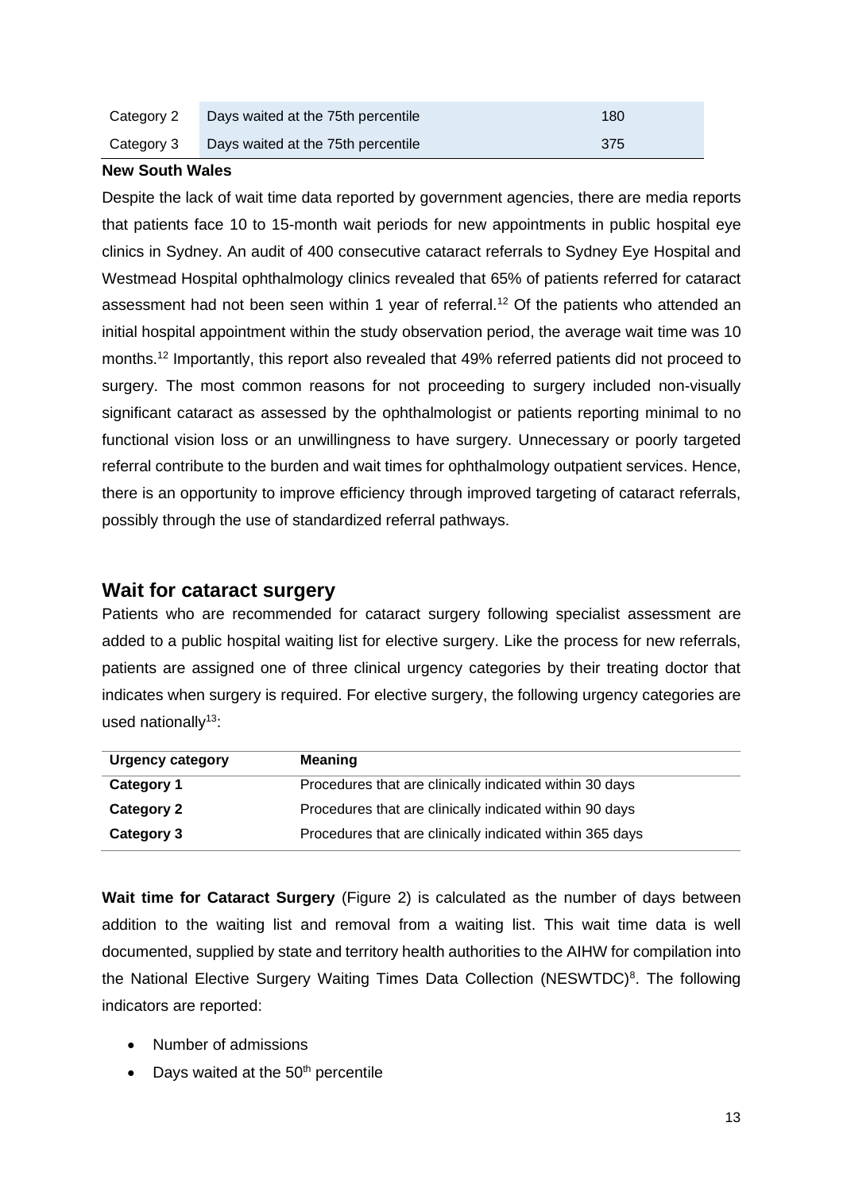| | | |
|---|---|---|
| Category 2 | Days waited at the 75th percentile | 180 |
| Category 3 | Days waited at the 75th percentile | 375 |

**New South Wales**

Despite the lack of wait time data reported by government agencies, there are media reports that patients face 10 to 15-month wait periods for new appointments in public hospital eye clinics in Sydney. An audit of 400 consecutive cataract referrals to Sydney Eye Hospital and Westmead Hospital ophthalmology clinics revealed that 65% of patients referred for cataract assessment had not been seen within 1 year of referral.[12] Of the patients who attended an initial hospital appointment within the study observation period, the average wait time was 10 months.[12] Importantly, this report also revealed that 49% referred patients did not proceed to surgery. The most common reasons for not proceeding to surgery included non-visually significant cataract as assessed by the ophthalmologist or patients reporting minimal to no functional vision loss or an unwillingness to have surgery. Unnecessary or poorly targeted referral contribute to the burden and wait times for ophthalmology outpatient services. Hence, there is an opportunity to improve efficiency through improved targeting of cataract referrals, possibly through the use of standardized referral pathways.

## Wait for cataract surgery

Patients who are recommended for cataract surgery following specialist assessment are added to a public hospital waiting list for elective surgery. Like the process for new referrals, patients are assigned one of three clinical urgency categories by their treating doctor that indicates when surgery is required. For elective surgery, the following urgency categories are used nationally[13]:

| Urgency category | Meaning |
|---|---|
| **Category 1** | Procedures that are clinically indicated within 30 days |
| **Category 2** | Procedures that are clinically indicated within 90 days |
| **Category 3** | Procedures that are clinically indicated within 365 days |

**Wait time for Cataract Surgery** (Figure 2) is calculated as the number of days between addition to the waiting list and removal from a waiting list. This wait time data is well documented, supplied by state and territory health authorities to the AIHW for compilation into the National Elective Surgery Waiting Times Data Collection (NESWTDC)[8]. The following indicators are reported:

- Number of admissions
- Days waited at the 50th percentile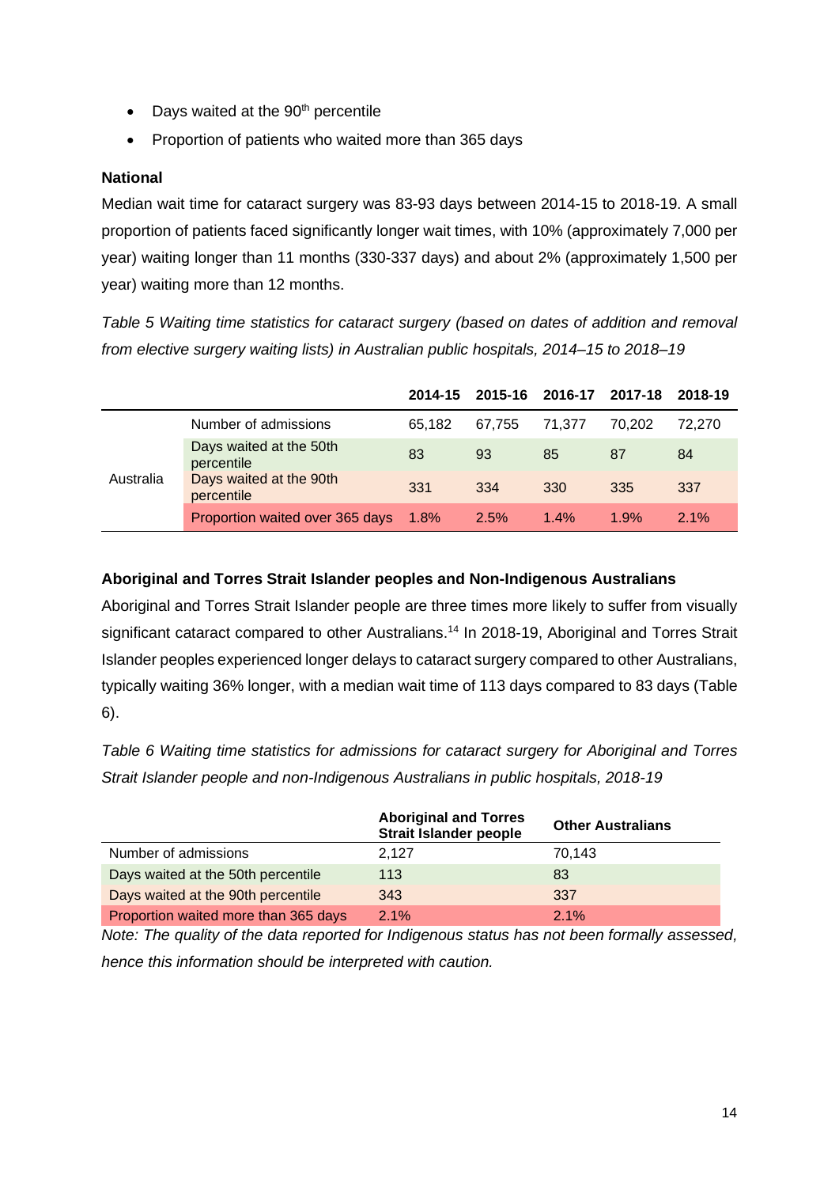- Days waited at the 90th percentile
- Proportion of patients who waited more than 365 days

**National**

Median wait time for cataract surgery was 83-93 days between 2014-15 to 2018-19. A small proportion of patients faced significantly longer wait times, with 10% (approximately 7,000 per year) waiting longer than 11 months (330-337 days) and about 2% (approximately 1,500 per year) waiting more than 12 months.

*Table 5 Waiting time statistics for cataract surgery (based on dates of addition and removal from elective surgery waiting lists) in Australian public hospitals, 2014–15 to 2018–19*

| | | 2014-15 | 2015-16 | 2016-17 | 2017-18 | 2018-19 |
|---|---|---|---|---|---|---|
| Australia | Number of admissions | 65,182 | 67,755 | 71,377 | 70,202 | 72,270 |
| | Days waited at the 50th percentile | 83 | 93 | 85 | 87 | 84 |
| | Days waited at the 90th percentile | 331 | 334 | 330 | 335 | 337 |
| | Proportion waited over 365 days | 1.8% | 2.5% | 1.4% | 1.9% | 2.1% |

**Aboriginal and Torres Strait Islander peoples and Non-Indigenous Australians**

Aboriginal and Torres Strait Islander people are three times more likely to suffer from visually significant cataract compared to other Australians.[14] In 2018-19, Aboriginal and Torres Strait Islander peoples experienced longer delays to cataract surgery compared to other Australians, typically waiting 36% longer, with a median wait time of 113 days compared to 83 days (Table 6).

*Table 6 Waiting time statistics for admissions for cataract surgery for Aboriginal and Torres Strait Islander people and non-Indigenous Australians in public hospitals, 2018-19*

| | Aboriginal and Torres Strait Islander people | Other Australians |
|---|---|---|
| Number of admissions | 2,127 | 70,143 |
| Days waited at the 50th percentile | 113 | 83 |
| Days waited at the 90th percentile | 343 | 337 |
| Proportion waited more than 365 days | 2.1% | 2.1% |

*Note: The quality of the data reported for Indigenous status has not been formally assessed, hence this information should be interpreted with caution.*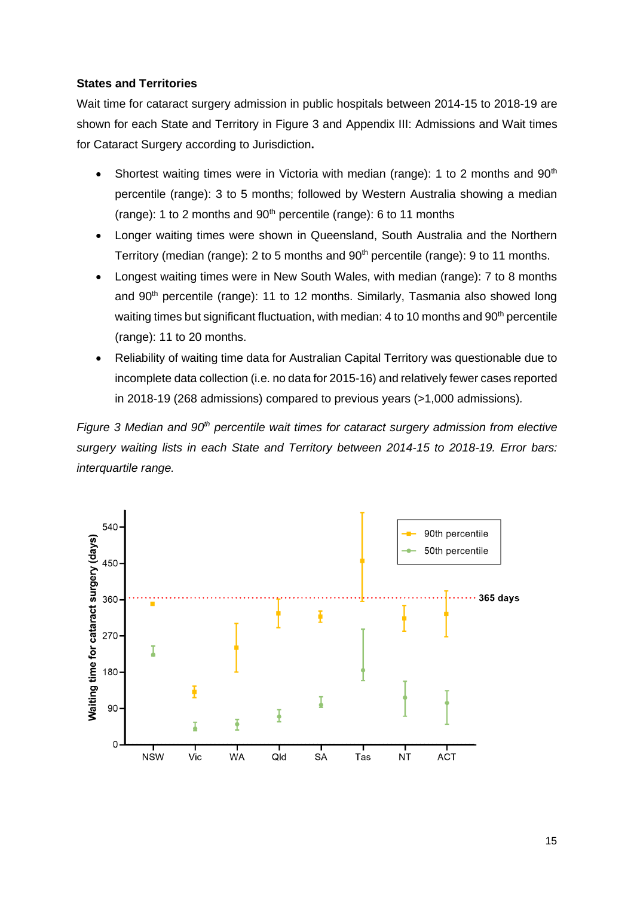**States and Territories**

Wait time for cataract surgery admission in public hospitals between 2014-15 to 2018-19 are shown for each State and Territory in Figure 3 and Appendix III: Admissions and Wait times for Cataract Surgery according to Jurisdiction**.**

- Shortest waiting times were in Victoria with median (range): 1 to 2 months and 90th percentile (range): 3 to 5 months; followed by Western Australia showing a median (range): 1 to 2 months and 90th percentile (range): 6 to 11 months
- Longer waiting times were shown in Queensland, South Australia and the Northern Territory (median (range): 2 to 5 months and 90th percentile (range): 9 to 11 months.
- Longest waiting times were in New South Wales, with median (range): 7 to 8 months and 90th percentile (range): 11 to 12 months. Similarly, Tasmania also showed long waiting times but significant fluctuation, with median: 4 to 10 months and 90th percentile (range): 11 to 20 months.
- Reliability of waiting time data for Australian Capital Territory was questionable due to incomplete data collection (i.e. no data for 2015-16) and relatively fewer cases reported in 2018-19 (268 admissions) compared to previous years (>1,000 admissions).

*Figure 3 Median and 90th percentile wait times for cataract surgery admission from elective surgery waiting lists in each State and Territory between 2014-15 to 2018-19. Error bars: interquartile range.*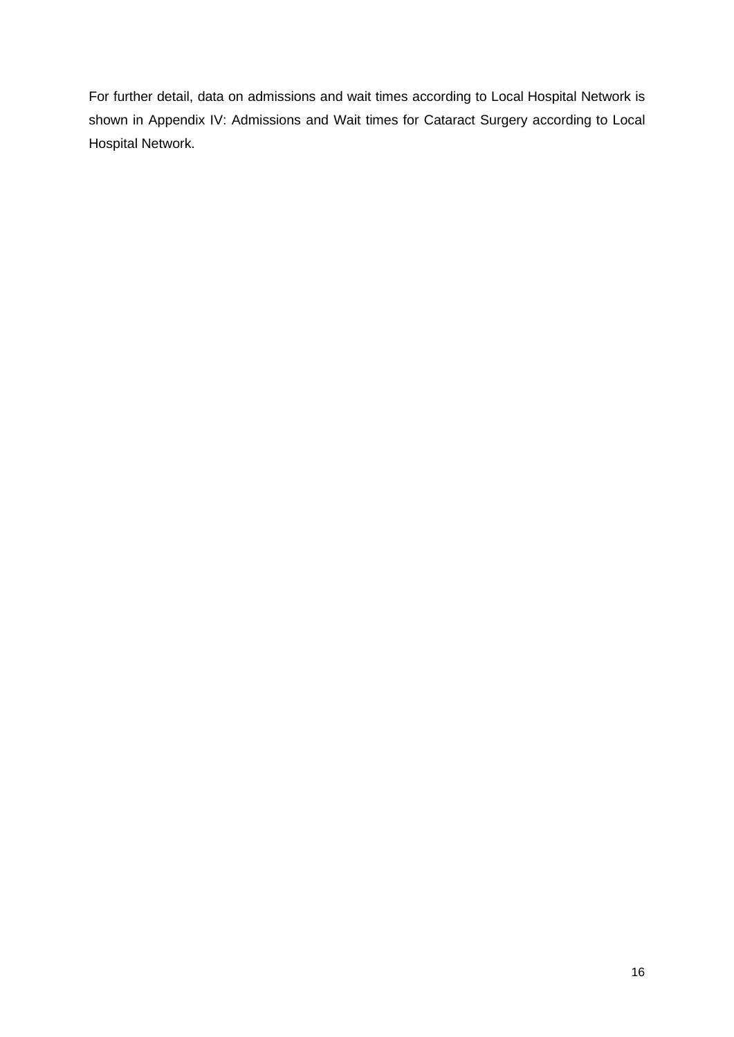For further detail, data on admissions and wait times according to Local Hospital Network is shown in Appendix IV: Admissions and Wait times for Cataract Surgery according to Local Hospital Network.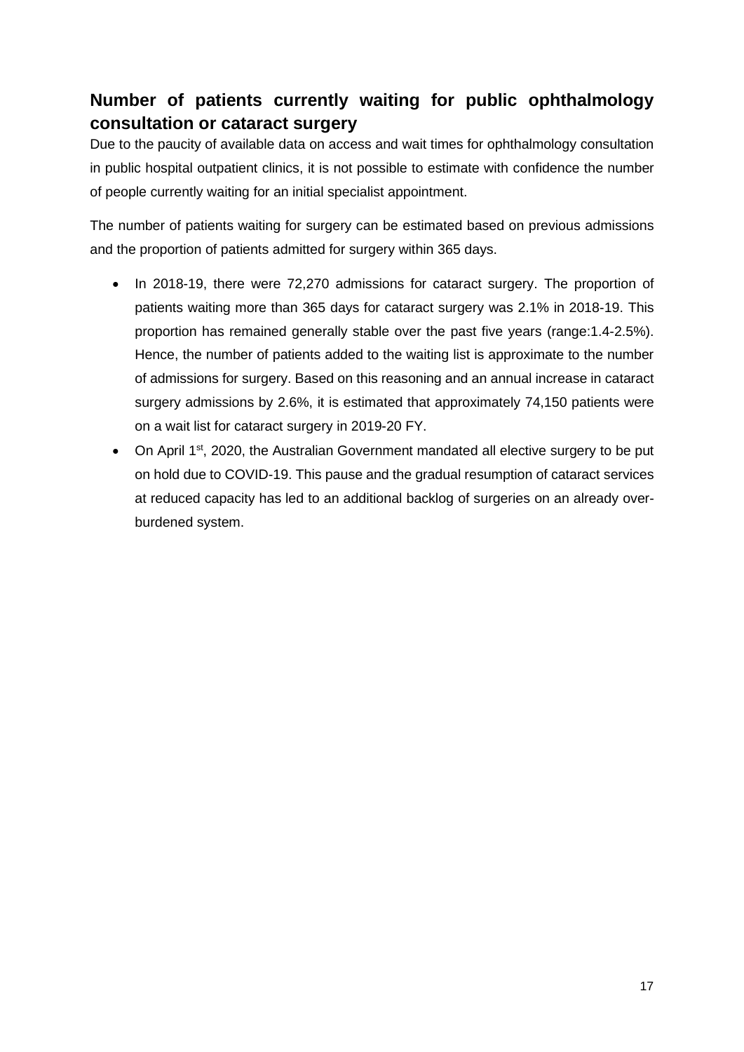## Number of patients currently waiting for public ophthalmology consultation or cataract surgery

Due to the paucity of available data on access and wait times for ophthalmology consultation in public hospital outpatient clinics, it is not possible to estimate with confidence the number of people currently waiting for an initial specialist appointment.

The number of patients waiting for surgery can be estimated based on previous admissions and the proportion of patients admitted for surgery within 365 days.

- In 2018-19, there were 72,270 admissions for cataract surgery. The proportion of patients waiting more than 365 days for cataract surgery was 2.1% in 2018-19. This proportion has remained generally stable over the past five years (range:1.4-2.5%). Hence, the number of patients added to the waiting list is approximate to the number of admissions for surgery. Based on this reasoning and an annual increase in cataract surgery admissions by 2.6%, it is estimated that approximately 74,150 patients were on a wait list for cataract surgery in 2019-20 FY.
- On April 1st, 2020, the Australian Government mandated all elective surgery to be put on hold due to COVID-19. This pause and the gradual resumption of cataract services at reduced capacity has led to an additional backlog of surgeries on an already over-burdened system.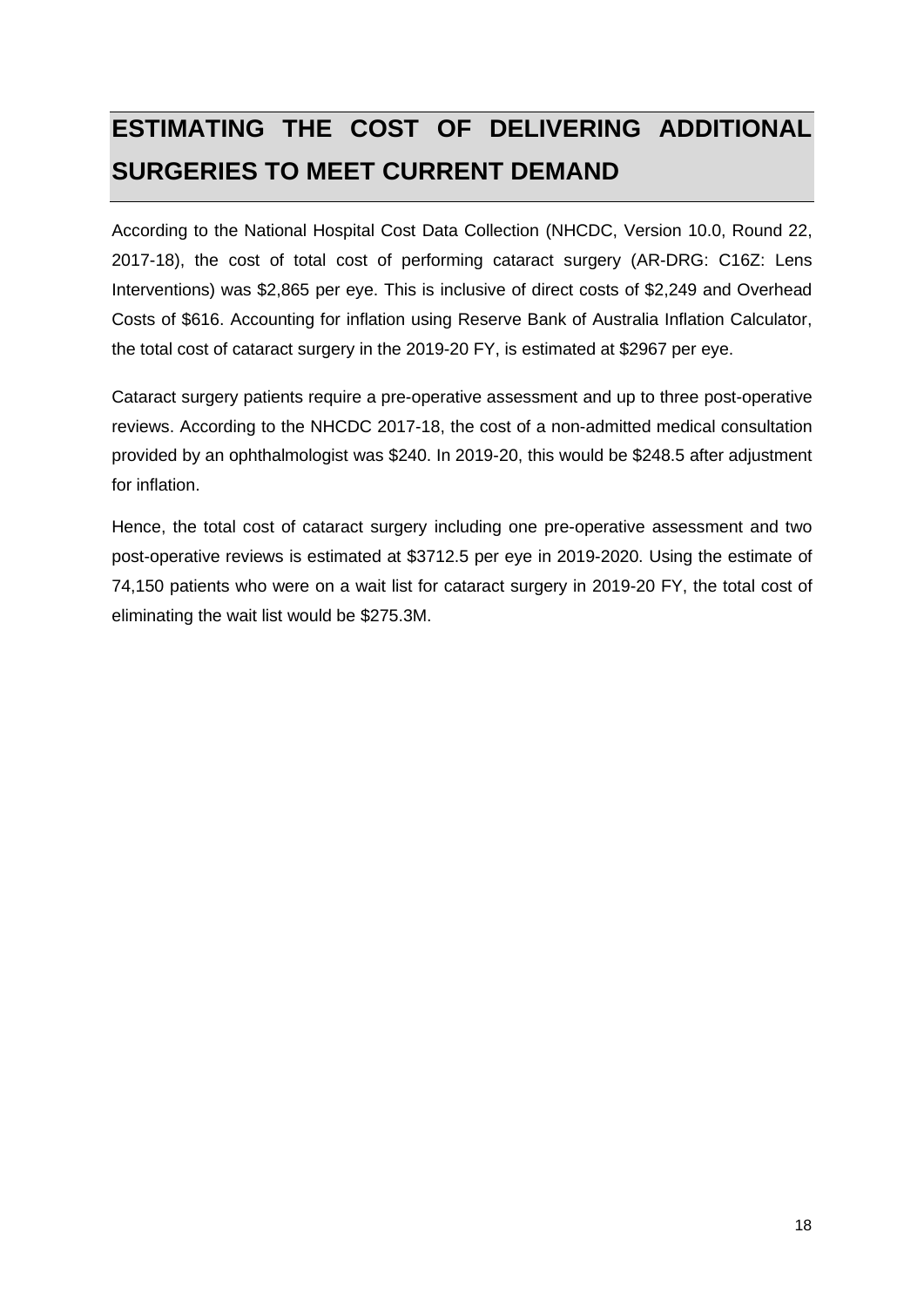# ESTIMATING THE COST OF DELIVERING ADDITIONAL SURGERIES TO MEET CURRENT DEMAND

According to the National Hospital Cost Data Collection (NHCDC, Version 10.0, Round 22, 2017-18), the cost of total cost of performing cataract surgery (AR-DRG: C16Z: Lens Interventions) was $2,865 per eye. This is inclusive of direct costs of $2,249 and Overhead Costs of $616. Accounting for inflation using Reserve Bank of Australia Inflation Calculator, the total cost of cataract surgery in the 2019-20 FY, is estimated at $2967 per eye.

Cataract surgery patients require a pre-operative assessment and up to three post-operative reviews. According to the NHCDC 2017-18, the cost of a non-admitted medical consultation provided by an ophthalmologist was $240. In 2019-20, this would be $248.5 after adjustment for inflation.

Hence, the total cost of cataract surgery including one pre-operative assessment and two post-operative reviews is estimated at $3712.5 per eye in 2019-2020. Using the estimate of 74,150 patients who were on a wait list for cataract surgery in 2019-20 FY, the total cost of eliminating the wait list would be $275.3M.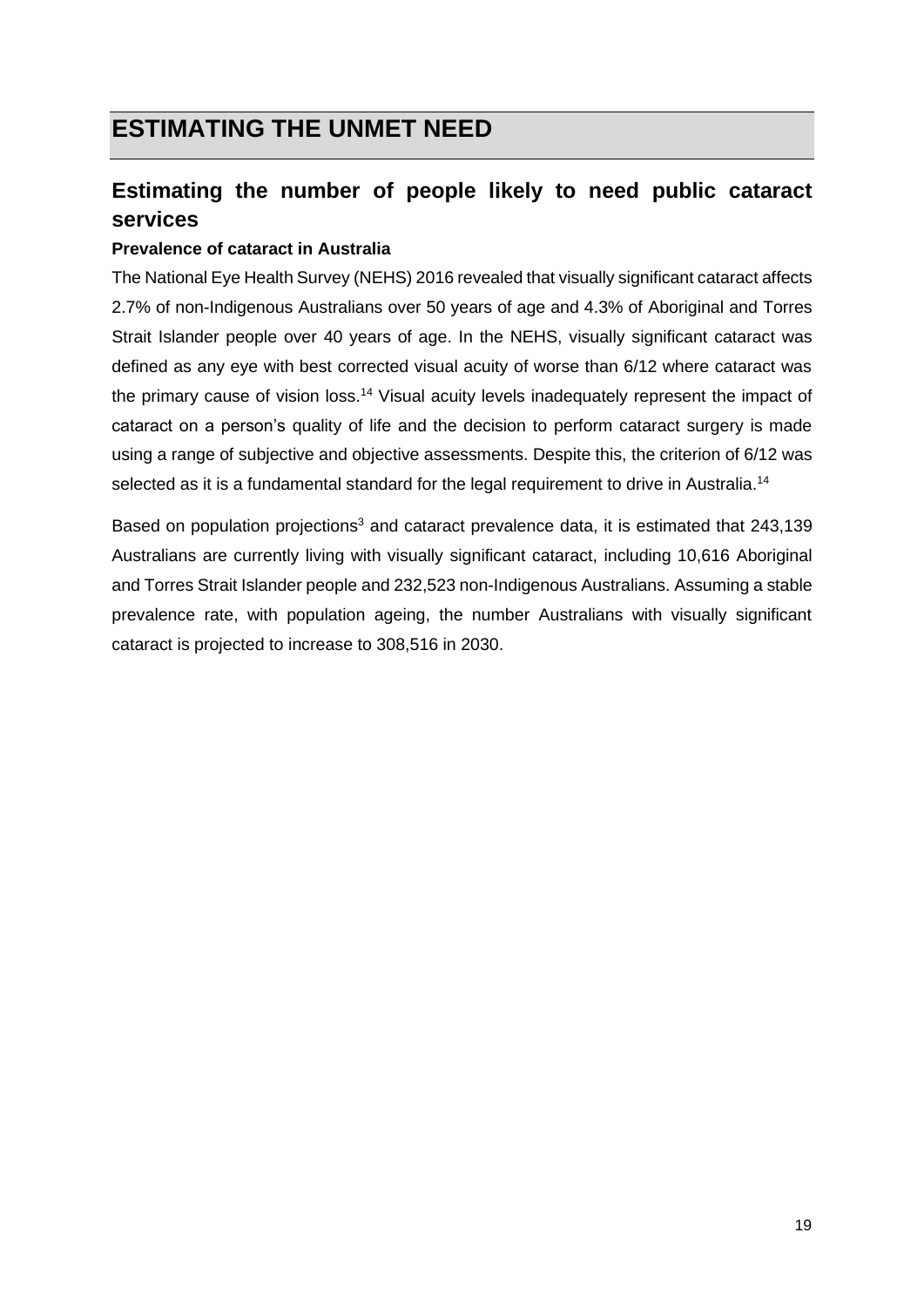# ESTIMATING THE UNMET NEED

## Estimating the number of people likely to need public cataract services

**Prevalence of cataract in Australia**

The National Eye Health Survey (NEHS) 2016 revealed that visually significant cataract affects 2.7% of non-Indigenous Australians over 50 years of age and 4.3% of Aboriginal and Torres Strait Islander people over 40 years of age. In the NEHS, visually significant cataract was defined as any eye with best corrected visual acuity of worse than 6/12 where cataract was the primary cause of vision loss.[14] Visual acuity levels inadequately represent the impact of cataract on a person's quality of life and the decision to perform cataract surgery is made using a range of subjective and objective assessments. Despite this, the criterion of 6/12 was selected as it is a fundamental standard for the legal requirement to drive in Australia.[14]

Based on population projections[3] and cataract prevalence data, it is estimated that 243,139 Australians are currently living with visually significant cataract, including 10,616 Aboriginal and Torres Strait Islander people and 232,523 non-Indigenous Australians. Assuming a stable prevalence rate, with population ageing, the number Australians with visually significant cataract is projected to increase to 308,516 in 2030.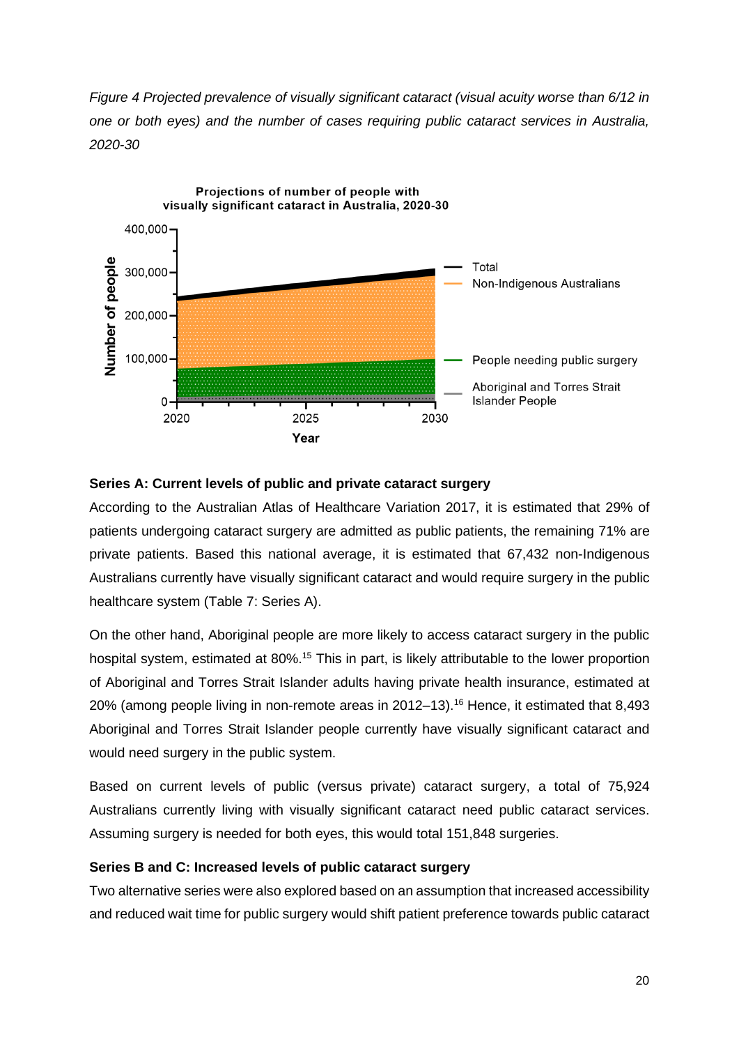*Figure 4 Projected prevalence of visually significant cataract (visual acuity worse than 6/12 in one or both eyes) and the number of cases requiring public cataract services in Australia, 2020-30*

**Series A: Current levels of public and private cataract surgery**

According to the Australian Atlas of Healthcare Variation 2017, it is estimated that 29% of patients undergoing cataract surgery are admitted as public patients, the remaining 71% are private patients. Based this national average, it is estimated that 67,432 non-Indigenous Australians currently have visually significant cataract and would require surgery in the public healthcare system (Table 7: Series A).

On the other hand, Aboriginal people are more likely to access cataract surgery in the public hospital system, estimated at 80%.[15] This in part, is likely attributable to the lower proportion of Aboriginal and Torres Strait Islander adults having private health insurance, estimated at 20% (among people living in non-remote areas in 2012–13).[16] Hence, it estimated that 8,493 Aboriginal and Torres Strait Islander people currently have visually significant cataract and would need surgery in the public system.

Based on current levels of public (versus private) cataract surgery, a total of 75,924 Australians currently living with visually significant cataract need public cataract services. Assuming surgery is needed for both eyes, this would total 151,848 surgeries.

**Series B and C: Increased levels of public cataract surgery**

Two alternative series were also explored based on an assumption that increased accessibility and reduced wait time for public surgery would shift patient preference towards public cataract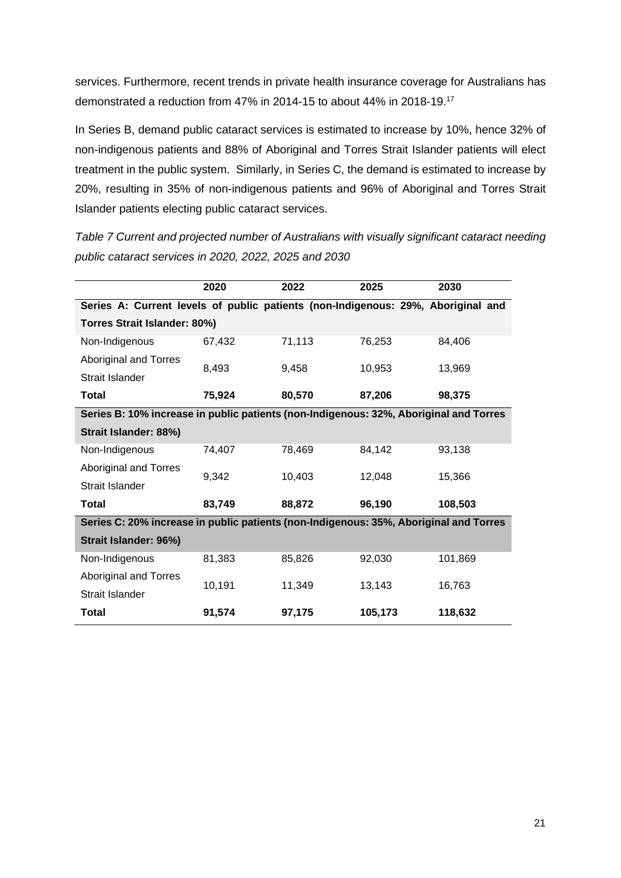services. Furthermore, recent trends in private health insurance coverage for Australians has demonstrated a reduction from 47% in 2014-15 to about 44% in 2018-19.[17]

In Series B, demand public cataract services is estimated to increase by 10%, hence 32% of non-indigenous patients and 88% of Aboriginal and Torres Strait Islander patients will elect treatment in the public system. Similarly, in Series C, the demand is estimated to increase by 20%, resulting in 35% of non-indigenous patients and 96% of Aboriginal and Torres Strait Islander patients electing public cataract services.

*Table 7 Current and projected number of Australians with visually significant cataract needing public cataract services in 2020, 2022, 2025 and 2030*

| | 2020 | 2022 | 2025 | 2030 |
|---|---|---|---|---|
| **Series A: Current levels of public patients (non-Indigenous: 29%, Aboriginal and Torres Strait Islander: 80%)** | | | | |
| Non-Indigenous | 67,432 | 71,113 | 76,253 | 84,406 |
| Aboriginal and Torres Strait Islander | 8,493 | 9,458 | 10,953 | 13,969 |
| **Total** | **75,924** | **80,570** | **87,206** | **98,375** |
| **Series B: 10% increase in public patients (non-Indigenous: 32%, Aboriginal and Torres Strait Islander: 88%)** | | | | |
| Non-Indigenous | 74,407 | 78,469 | 84,142 | 93,138 |
| Aboriginal and Torres Strait Islander | 9,342 | 10,403 | 12,048 | 15,366 |
| **Total** | **83,749** | **88,872** | **96,190** | **108,503** |
| **Series C: 20% increase in public patients (non-Indigenous: 35%, Aboriginal and Torres Strait Islander: 96%)** | | | | |
| Non-Indigenous | 81,383 | 85,826 | 92,030 | 101,869 |
| Aboriginal and Torres Strait Islander | 10,191 | 11,349 | 13,143 | 16,763 |
| **Total** | **91,574** | **97,175** | **105,173** | **118,632** |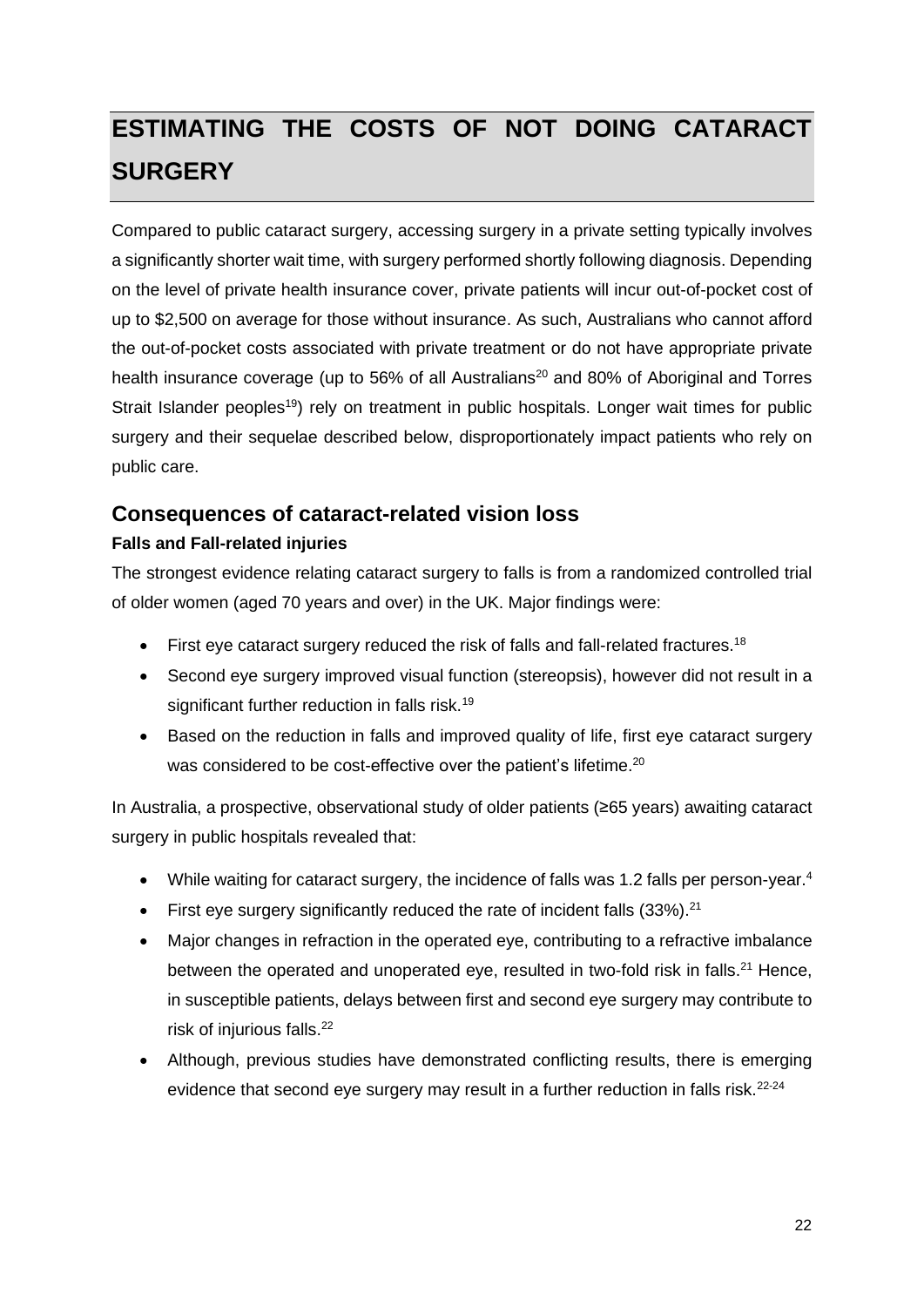# ESTIMATING THE COSTS OF NOT DOING CATARACT SURGERY

Compared to public cataract surgery, accessing surgery in a private setting typically involves a significantly shorter wait time, with surgery performed shortly following diagnosis. Depending on the level of private health insurance cover, private patients will incur out-of-pocket cost of up to $2,500 on average for those without insurance. As such, Australians who cannot afford the out-of-pocket costs associated with private treatment or do not have appropriate private health insurance coverage (up to 56% of all Australians[20] and 80% of Aboriginal and Torres Strait Islander peoples[19]) rely on treatment in public hospitals. Longer wait times for public surgery and their sequelae described below, disproportionately impact patients who rely on public care.

## Consequences of cataract-related vision loss

### Falls and Fall-related injuries

The strongest evidence relating cataract surgery to falls is from a randomized controlled trial of older women (aged 70 years and over) in the UK. Major findings were:

- First eye cataract surgery reduced the risk of falls and fall-related fractures.[18]
- Second eye surgery improved visual function (stereopsis), however did not result in a significant further reduction in falls risk.[19]
- Based on the reduction in falls and improved quality of life, first eye cataract surgery was considered to be cost-effective over the patient's lifetime.[20]

In Australia, a prospective, observational study of older patients (≥65 years) awaiting cataract surgery in public hospitals revealed that:

- While waiting for cataract surgery, the incidence of falls was 1.2 falls per person-year.[4]
- First eye surgery significantly reduced the rate of incident falls (33%).[21]
- Major changes in refraction in the operated eye, contributing to a refractive imbalance between the operated and unoperated eye, resulted in two-fold risk in falls.[21] Hence, in susceptible patients, delays between first and second eye surgery may contribute to risk of injurious falls.[22]
- Although, previous studies have demonstrated conflicting results, there is emerging evidence that second eye surgery may result in a further reduction in falls risk.[22-24]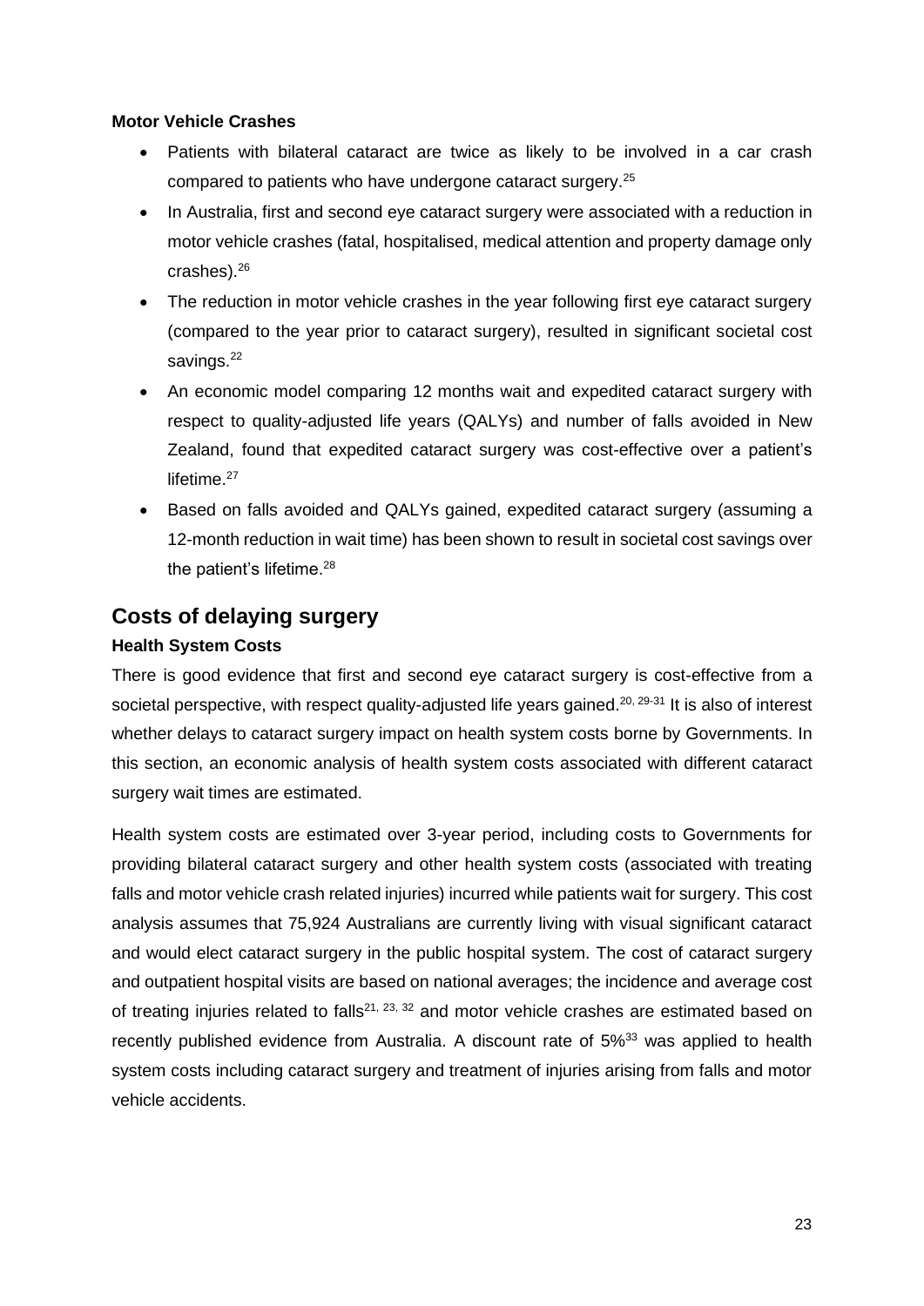**Motor Vehicle Crashes**

- Patients with bilateral cataract are twice as likely to be involved in a car crash compared to patients who have undergone cataract surgery.[25]
- In Australia, first and second eye cataract surgery were associated with a reduction in motor vehicle crashes (fatal, hospitalised, medical attention and property damage only crashes).[26]
- The reduction in motor vehicle crashes in the year following first eye cataract surgery (compared to the year prior to cataract surgery), resulted in significant societal cost savings.[22]
- An economic model comparing 12 months wait and expedited cataract surgery with respect to quality-adjusted life years (QALYs) and number of falls avoided in New Zealand, found that expedited cataract surgery was cost-effective over a patient's lifetime.[27]
- Based on falls avoided and QALYs gained, expedited cataract surgery (assuming a 12-month reduction in wait time) has been shown to result in societal cost savings over the patient's lifetime.[28]

## Costs of delaying surgery

**Health System Costs**

There is good evidence that first and second eye cataract surgery is cost-effective from a societal perspective, with respect quality-adjusted life years gained.[20, 29-31] It is also of interest whether delays to cataract surgery impact on health system costs borne by Governments. In this section, an economic analysis of health system costs associated with different cataract surgery wait times are estimated.

Health system costs are estimated over 3-year period, including costs to Governments for providing bilateral cataract surgery and other health system costs (associated with treating falls and motor vehicle crash related injuries) incurred while patients wait for surgery. This cost analysis assumes that 75,924 Australians are currently living with visual significant cataract and would elect cataract surgery in the public hospital system. The cost of cataract surgery and outpatient hospital visits are based on national averages; the incidence and average cost of treating injuries related to falls[21, 23, 32] and motor vehicle crashes are estimated based on recently published evidence from Australia. A discount rate of 5%[33] was applied to health system costs including cataract surgery and treatment of injuries arising from falls and motor vehicle accidents.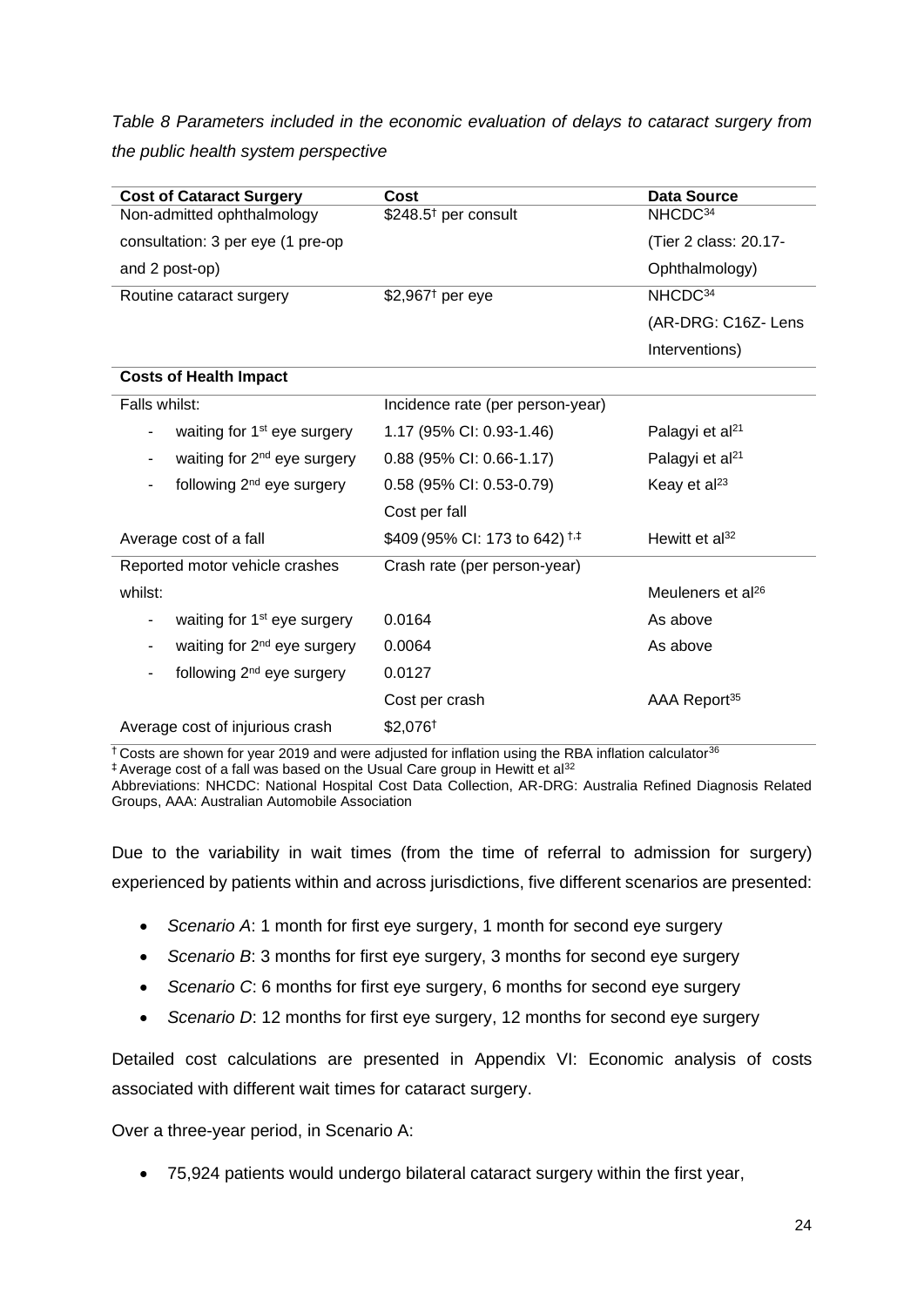*Table 8 Parameters included in the economic evaluation of delays to cataract surgery from the public health system perspective*

| **Cost of Cataract Surgery** | **Cost** | **Data Source** |
|---|---|---|
| Non-admitted ophthalmology consultation: 3 per eye (1 pre-op and 2 post-op) | \$248.5† per consult | NHCDC[34] (Tier 2 class: 20.17- Ophthalmology) |
| Routine cataract surgery | \$2,967† per eye | NHCDC[34] (AR-DRG: C16Z- Lens Interventions) |
| **Costs of Health Impact** | | |
| Falls whilst: | Incidence rate (per person-year) | |
| - waiting for 1st eye surgery | 1.17 (95% CI: 0.93-1.46) | Palagyi et al[21] |
| - waiting for 2nd eye surgery | 0.88 (95% CI: 0.66-1.17) | Palagyi et al[21] |
| - following 2nd eye surgery | 0.58 (95% CI: 0.53-0.79) | Keay et al[23] |
| | Cost per fall | |
| Average cost of a fall | \$409 (95% CI: 173 to 642) †,‡ | Hewitt et al[32] |
| Reported motor vehicle crashes whilst: | Crash rate (per person-year) | Meuleners et al[26] |
| - waiting for 1st eye surgery | 0.0164 | As above |
| - waiting for 2nd eye surgery | 0.0064 | As above |
| - following 2nd eye surgery | 0.0127 | |
| | Cost per crash | AAA Report[35] |
| Average cost of injurious crash | \$2,076† | |

† Costs are shown for year 2019 and were adjusted for inflation using the RBA inflation calculator[36]
‡ Average cost of a fall was based on the Usual Care group in Hewitt et al[32]
Abbreviations: NHCDC: National Hospital Cost Data Collection, AR-DRG: Australia Refined Diagnosis Related Groups, AAA: Australian Automobile Association

Due to the variability in wait times (from the time of referral to admission for surgery) experienced by patients within and across jurisdictions, five different scenarios are presented:

- *Scenario A*: 1 month for first eye surgery, 1 month for second eye surgery
- *Scenario B*: 3 months for first eye surgery, 3 months for second eye surgery
- *Scenario C*: 6 months for first eye surgery, 6 months for second eye surgery
- *Scenario D*: 12 months for first eye surgery, 12 months for second eye surgery

Detailed cost calculations are presented in Appendix VI: Economic analysis of costs associated with different wait times for cataract surgery.

Over a three-year period, in Scenario A:

- 75,924 patients would undergo bilateral cataract surgery within the first year,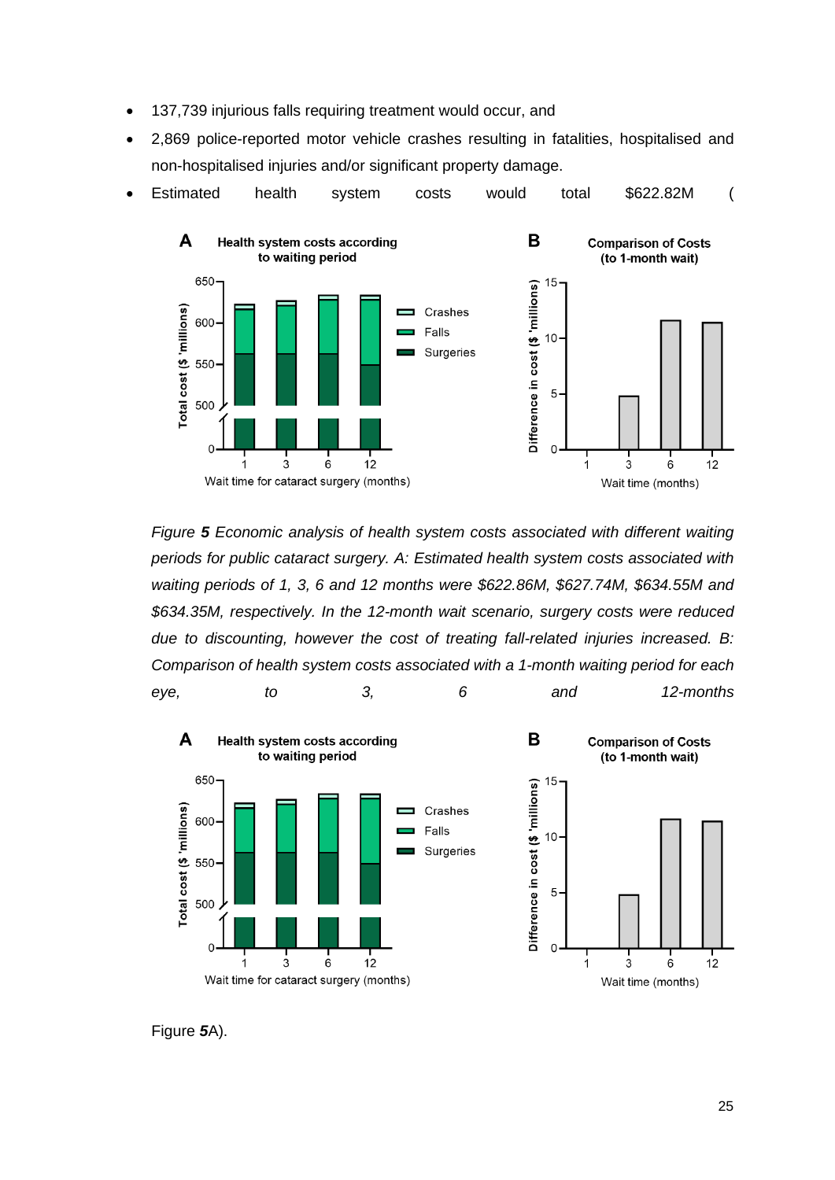- 137,739 injurious falls requiring treatment would occur, and
- 2,869 police-reported motor vehicle crashes resulting in fatalities, hospitalised and non-hospitalised injuries and/or significant property damage.
- Estimated health system costs would total $622.82M (

*Figure **5** Economic analysis of health system costs associated with different waiting periods for public cataract surgery. A: Estimated health system costs associated with waiting periods of 1, 3, 6 and 12 months were $622.86M, $627.74M, $634.55M and $634.35M, respectively. In the 12-month wait scenario, surgery costs were reduced due to discounting, however the cost of treating fall-related injuries increased. B: Comparison of health system costs associated with a 1-month waiting period for each eye, to 3, 6 and 12-months*

Figure ***5***A).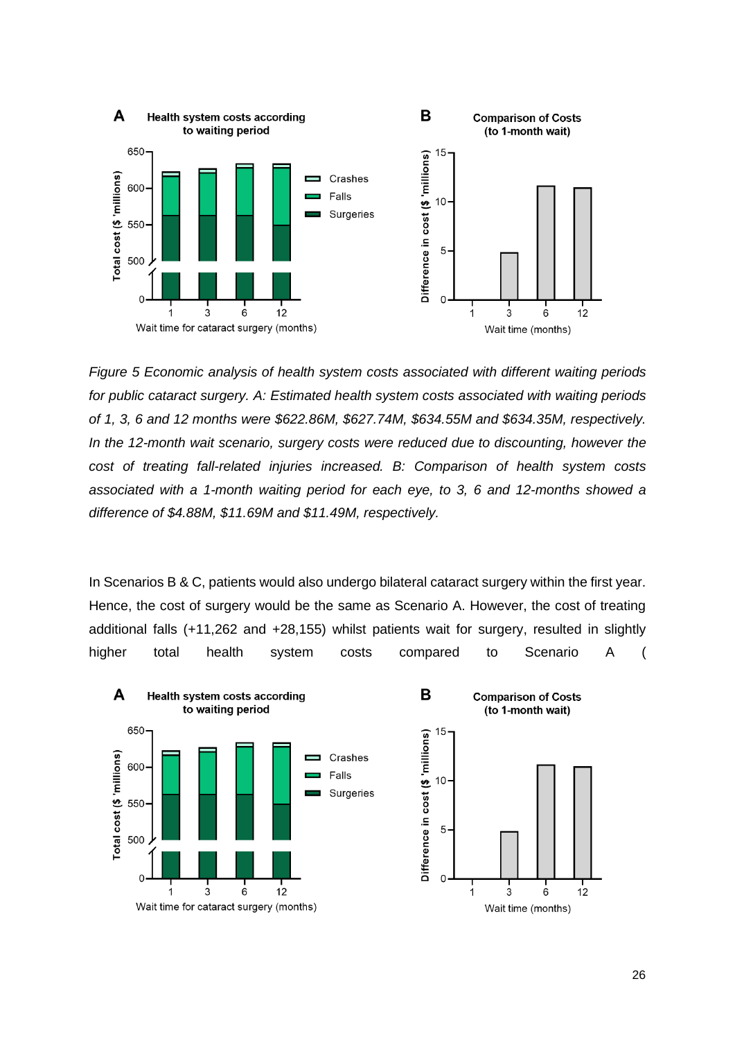*Figure 5 Economic analysis of health system costs associated with different waiting periods for public cataract surgery. A: Estimated health system costs associated with waiting periods of 1, 3, 6 and 12 months were $622.86M, $627.74M, $634.55M and $634.35M, respectively. In the 12-month wait scenario, surgery costs were reduced due to discounting, however the cost of treating fall-related injuries increased. B: Comparison of health system costs associated with a 1-month waiting period for each eye, to 3, 6 and 12-months showed a difference of $4.88M, $11.69M and $11.49M, respectively.*

In Scenarios B & C, patients would also undergo bilateral cataract surgery within the first year. Hence, the cost of surgery would be the same as Scenario A. However, the cost of treating additional falls (+11,262 and +28,155) whilst patients wait for surgery, resulted in slightly higher total health system costs compared to Scenario A (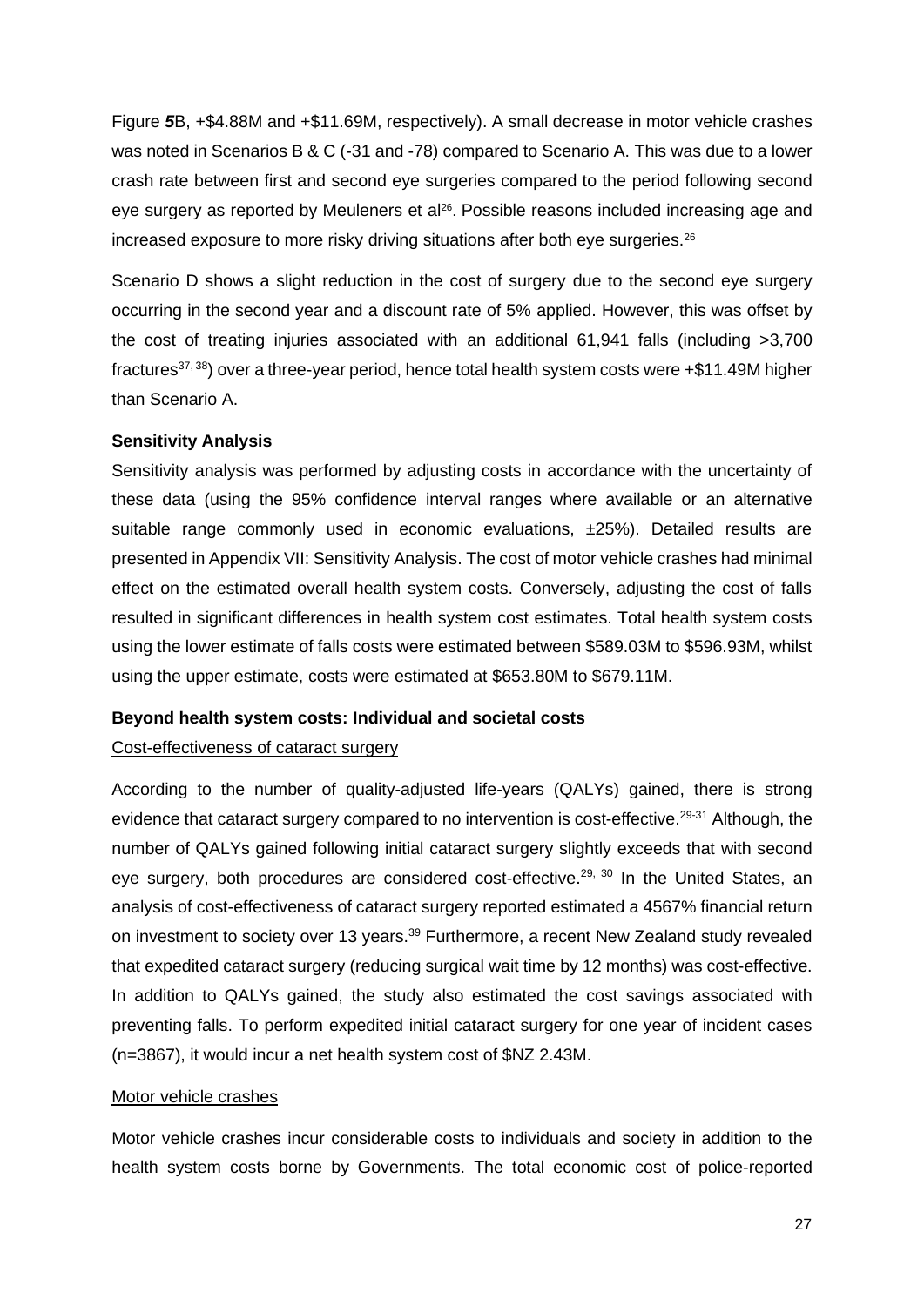Figure ***5***B, +$4.88M and +$11.69M, respectively). A small decrease in motor vehicle crashes was noted in Scenarios B & C (-31 and -78) compared to Scenario A. This was due to a lower crash rate between first and second eye surgeries compared to the period following second eye surgery as reported by Meuleners et al[26]. Possible reasons included increasing age and increased exposure to more risky driving situations after both eye surgeries.[26]

Scenario D shows a slight reduction in the cost of surgery due to the second eye surgery occurring in the second year and a discount rate of 5% applied. However, this was offset by the cost of treating injuries associated with an additional 61,941 falls (including >3,700 fractures[37, 38]) over a three-year period, hence total health system costs were +$11.49M higher than Scenario A.

**Sensitivity Analysis**

Sensitivity analysis was performed by adjusting costs in accordance with the uncertainty of these data (using the 95% confidence interval ranges where available or an alternative suitable range commonly used in economic evaluations, ±25%). Detailed results are presented in Appendix VII: Sensitivity Analysis. The cost of motor vehicle crashes had minimal effect on the estimated overall health system costs. Conversely, adjusting the cost of falls resulted in significant differences in health system cost estimates. Total health system costs using the lower estimate of falls costs were estimated between $589.03M to $596.93M, whilst using the upper estimate, costs were estimated at $653.80M to $679.11M.

**Beyond health system costs: Individual and societal costs**

Cost-effectiveness of cataract surgery

According to the number of quality-adjusted life-years (QALYs) gained, there is strong evidence that cataract surgery compared to no intervention is cost-effective.[29-31] Although, the number of QALYs gained following initial cataract surgery slightly exceeds that with second eye surgery, both procedures are considered cost-effective.[29, 30] In the United States, an analysis of cost-effectiveness of cataract surgery reported estimated a 4567% financial return on investment to society over 13 years.[39] Furthermore, a recent New Zealand study revealed that expedited cataract surgery (reducing surgical wait time by 12 months) was cost-effective. In addition to QALYs gained, the study also estimated the cost savings associated with preventing falls. To perform expedited initial cataract surgery for one year of incident cases (n=3867), it would incur a net health system cost of $NZ 2.43M.

Motor vehicle crashes

Motor vehicle crashes incur considerable costs to individuals and society in addition to the health system costs borne by Governments. The total economic cost of police-reported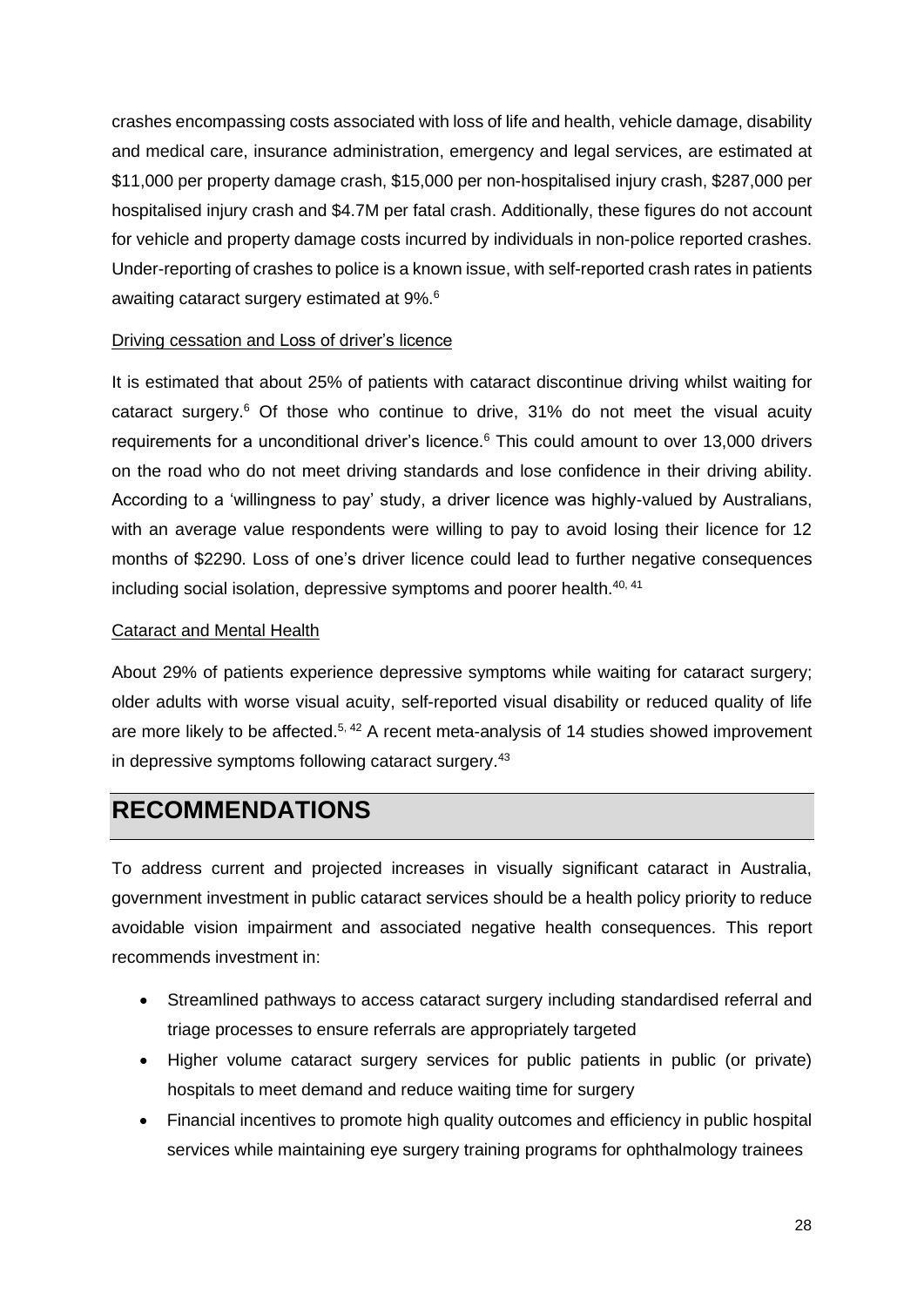crashes encompassing costs associated with loss of life and health, vehicle damage, disability and medical care, insurance administration, emergency and legal services, are estimated at $11,000 per property damage crash, $15,000 per non-hospitalised injury crash, $287,000 per hospitalised injury crash and $4.7M per fatal crash. Additionally, these figures do not account for vehicle and property damage costs incurred by individuals in non-police reported crashes. Under-reporting of crashes to police is a known issue, with self-reported crash rates in patients awaiting cataract surgery estimated at 9%.[6]

Driving cessation and Loss of driver's licence

It is estimated that about 25% of patients with cataract discontinue driving whilst waiting for cataract surgery.[6] Of those who continue to drive, 31% do not meet the visual acuity requirements for a unconditional driver's licence.[6] This could amount to over 13,000 drivers on the road who do not meet driving standards and lose confidence in their driving ability. According to a 'willingness to pay' study, a driver licence was highly-valued by Australians, with an average value respondents were willing to pay to avoid losing their licence for 12 months of $2290. Loss of one's driver licence could lead to further negative consequences including social isolation, depressive symptoms and poorer health.[40, 41]

Cataract and Mental Health

About 29% of patients experience depressive symptoms while waiting for cataract surgery; older adults with worse visual acuity, self-reported visual disability or reduced quality of life are more likely to be affected.[5, 42] A recent meta-analysis of 14 studies showed improvement in depressive symptoms following cataract surgery.[43]

# RECOMMENDATIONS

To address current and projected increases in visually significant cataract in Australia, government investment in public cataract services should be a health policy priority to reduce avoidable vision impairment and associated negative health consequences. This report recommends investment in:

- Streamlined pathways to access cataract surgery including standardised referral and triage processes to ensure referrals are appropriately targeted
- Higher volume cataract surgery services for public patients in public (or private) hospitals to meet demand and reduce waiting time for surgery
- Financial incentives to promote high quality outcomes and efficiency in public hospital services while maintaining eye surgery training programs for ophthalmology trainees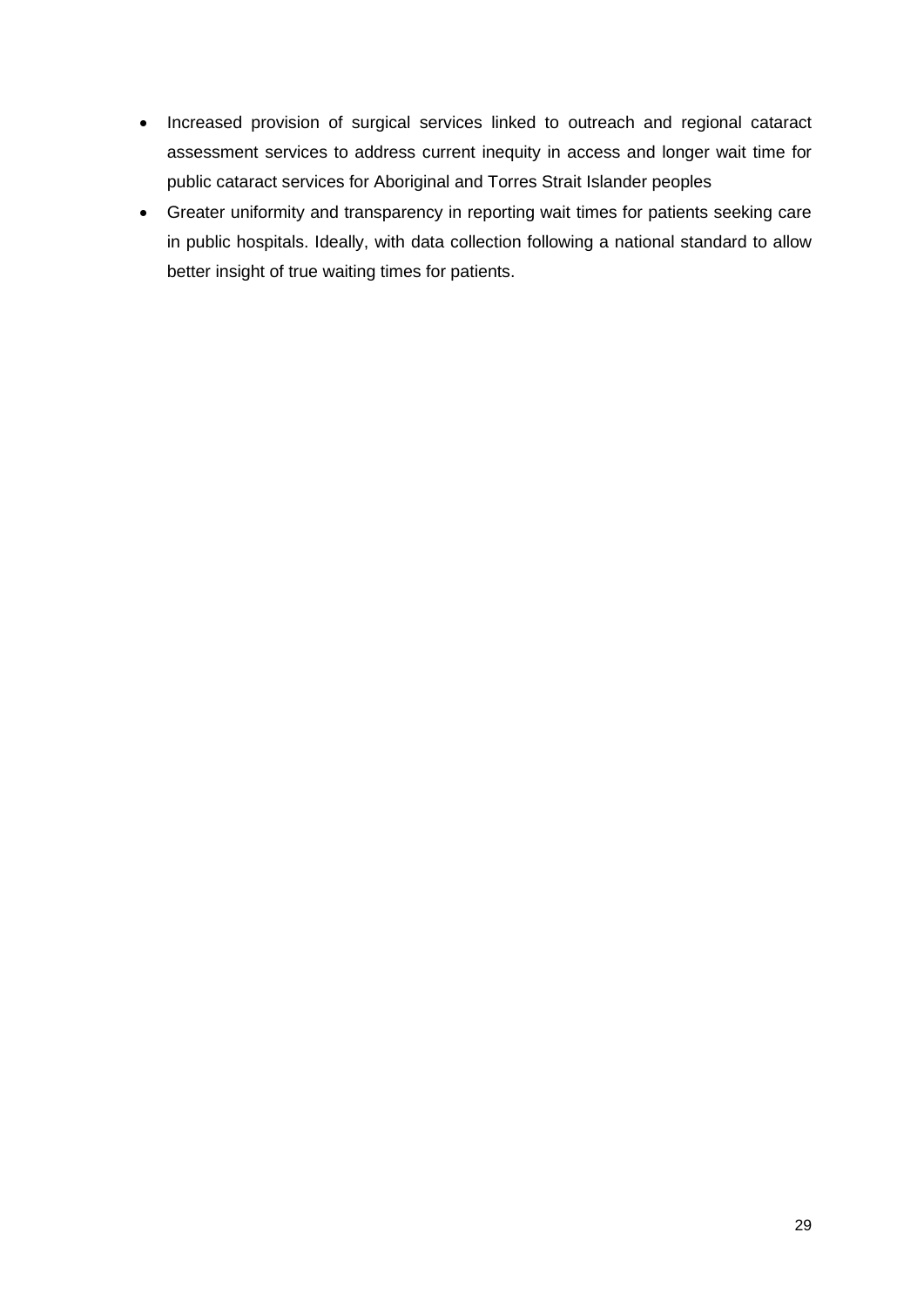- Increased provision of surgical services linked to outreach and regional cataract assessment services to address current inequity in access and longer wait time for public cataract services for Aboriginal and Torres Strait Islander peoples
- Greater uniformity and transparency in reporting wait times for patients seeking care in public hospitals. Ideally, with data collection following a national standard to allow better insight of true waiting times for patients.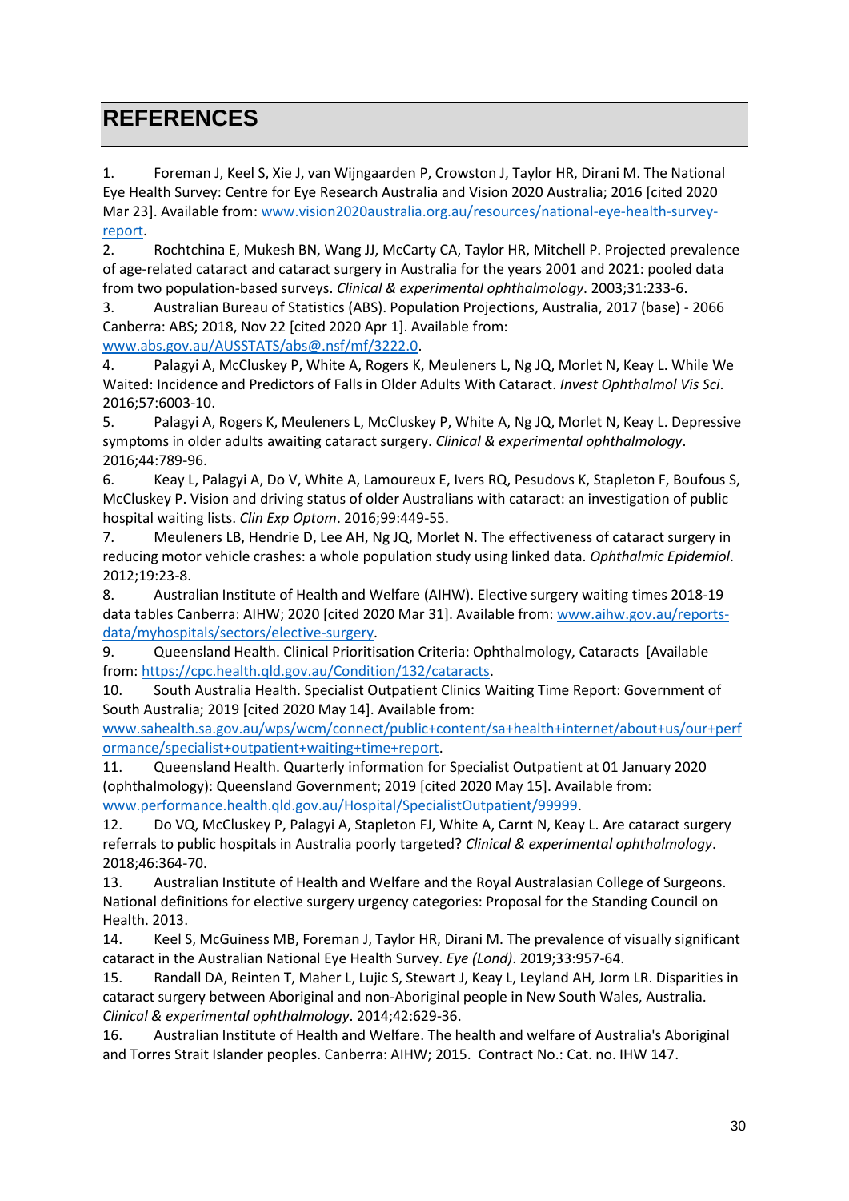# REFERENCES

1. Foreman J, Keel S, Xie J, van Wijngaarden P, Crowston J, Taylor HR, Dirani M. The National Eye Health Survey: Centre for Eye Research Australia and Vision 2020 Australia; 2016 [cited 2020 Mar 23]. Available from: www.vision2020australia.org.au/resources/national-eye-health-survey-report.
2. Rochtchina E, Mukesh BN, Wang JJ, McCarty CA, Taylor HR, Mitchell P. Projected prevalence of age-related cataract and cataract surgery in Australia for the years 2001 and 2021: pooled data from two population-based surveys. *Clinical & experimental ophthalmology*. 2003;31:233-6.
3. Australian Bureau of Statistics (ABS). Population Projections, Australia, 2017 (base) - 2066 Canberra: ABS; 2018, Nov 22 [cited 2020 Apr 1]. Available from: www.abs.gov.au/AUSSTATS/abs@.nsf/mf/3222.0.
4. Palagyi A, McCluskey P, White A, Rogers K, Meuleners L, Ng JQ, Morlet N, Keay L. While We Waited: Incidence and Predictors of Falls in Older Adults With Cataract. *Invest Ophthalmol Vis Sci*. 2016;57:6003-10.
5. Palagyi A, Rogers K, Meuleners L, McCluskey P, White A, Ng JQ, Morlet N, Keay L. Depressive symptoms in older adults awaiting cataract surgery. *Clinical & experimental ophthalmology*. 2016;44:789-96.
6. Keay L, Palagyi A, Do V, White A, Lamoureux E, Ivers RQ, Pesudovs K, Stapleton F, Boufous S, McCluskey P. Vision and driving status of older Australians with cataract: an investigation of public hospital waiting lists. *Clin Exp Optom*. 2016;99:449-55.
7. Meuleners LB, Hendrie D, Lee AH, Ng JQ, Morlet N. The effectiveness of cataract surgery in reducing motor vehicle crashes: a whole population study using linked data. *Ophthalmic Epidemiol*. 2012;19:23-8.
8. Australian Institute of Health and Welfare (AIHW). Elective surgery waiting times 2018-19 data tables Canberra: AIHW; 2020 [cited 2020 Mar 31]. Available from: www.aihw.gov.au/reports-data/myhospitals/sectors/elective-surgery.
9. Queensland Health. Clinical Prioritisation Criteria: Ophthalmology, Cataracts [Available from: https://cpc.health.qld.gov.au/Condition/132/cataracts.
10. South Australia Health. Specialist Outpatient Clinics Waiting Time Report: Government of South Australia; 2019 [cited 2020 May 14]. Available from: www.sahealth.sa.gov.au/wps/wcm/connect/public+content/sa+health+internet/about+us/our+performance/specialist+outpatient+waiting+time+report.
11. Queensland Health. Quarterly information for Specialist Outpatient at 01 January 2020 (ophthalmology): Queensland Government; 2019 [cited 2020 May 15]. Available from: www.performance.health.qld.gov.au/Hospital/SpecialistOutpatient/99999.
12. Do VQ, McCluskey P, Palagyi A, Stapleton FJ, White A, Carnt N, Keay L. Are cataract surgery referrals to public hospitals in Australia poorly targeted? *Clinical & experimental ophthalmology*. 2018;46:364-70.
13. Australian Institute of Health and Welfare and the Royal Australasian College of Surgeons. National definitions for elective surgery urgency categories: Proposal for the Standing Council on Health. 2013.
14. Keel S, McGuiness MB, Foreman J, Taylor HR, Dirani M. The prevalence of visually significant cataract in the Australian National Eye Health Survey. *Eye (Lond)*. 2019;33:957-64.
15. Randall DA, Reinten T, Maher L, Lujic S, Stewart J, Keay L, Leyland AH, Jorm LR. Disparities in cataract surgery between Aboriginal and non-Aboriginal people in New South Wales, Australia. *Clinical & experimental ophthalmology*. 2014;42:629-36.
16. Australian Institute of Health and Welfare. The health and welfare of Australia's Aboriginal and Torres Strait Islander peoples. Canberra: AIHW; 2015. Contract No.: Cat. no. IHW 147.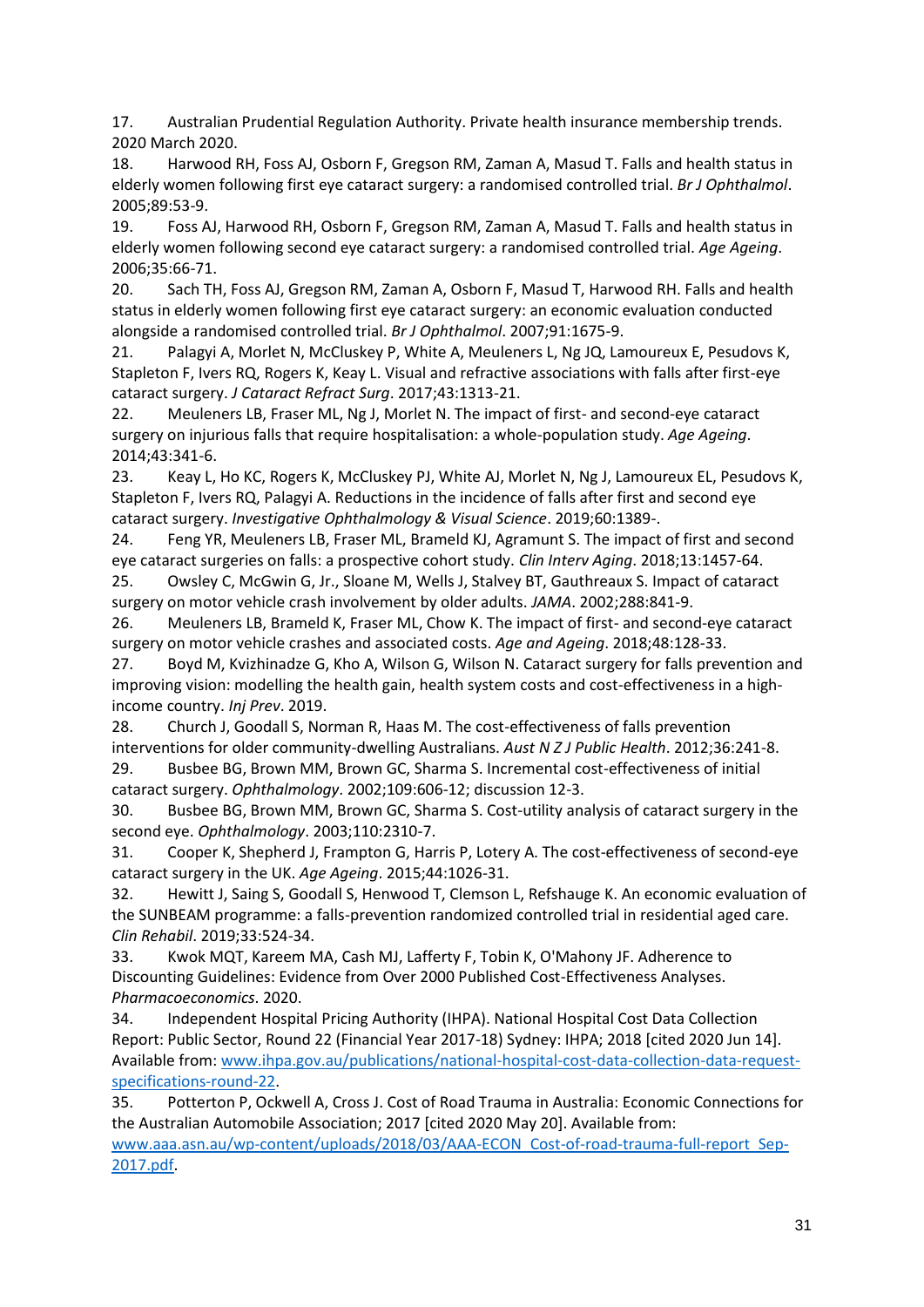17. Australian Prudential Regulation Authority. Private health insurance membership trends. 2020 March 2020.
18. Harwood RH, Foss AJ, Osborn F, Gregson RM, Zaman A, Masud T. Falls and health status in elderly women following first eye cataract surgery: a randomised controlled trial. *Br J Ophthalmol*. 2005;89:53-9.
19. Foss AJ, Harwood RH, Osborn F, Gregson RM, Zaman A, Masud T. Falls and health status in elderly women following second eye cataract surgery: a randomised controlled trial. *Age Ageing*. 2006;35:66-71.
20. Sach TH, Foss AJ, Gregson RM, Zaman A, Osborn F, Masud T, Harwood RH. Falls and health status in elderly women following first eye cataract surgery: an economic evaluation conducted alongside a randomised controlled trial. *Br J Ophthalmol*. 2007;91:1675-9.
21. Palagyi A, Morlet N, McCluskey P, White A, Meuleners L, Ng JQ, Lamoureux E, Pesudovs K, Stapleton F, Ivers RQ, Rogers K, Keay L. Visual and refractive associations with falls after first-eye cataract surgery. *J Cataract Refract Surg*. 2017;43:1313-21.
22. Meuleners LB, Fraser ML, Ng J, Morlet N. The impact of first- and second-eye cataract surgery on injurious falls that require hospitalisation: a whole-population study. *Age Ageing*. 2014;43:341-6.
23. Keay L, Ho KC, Rogers K, McCluskey PJ, White AJ, Morlet N, Ng J, Lamoureux EL, Pesudovs K, Stapleton F, Ivers RQ, Palagyi A. Reductions in the incidence of falls after first and second eye cataract surgery. *Investigative Ophthalmology & Visual Science*. 2019;60:1389-.
24. Feng YR, Meuleners LB, Fraser ML, Brameld KJ, Agramunt S. The impact of first and second eye cataract surgeries on falls: a prospective cohort study. *Clin Interv Aging*. 2018;13:1457-64.
25. Owsley C, McGwin G, Jr., Sloane M, Wells J, Stalvey BT, Gauthreaux S. Impact of cataract surgery on motor vehicle crash involvement by older adults. *JAMA*. 2002;288:841-9.
26. Meuleners LB, Brameld K, Fraser ML, Chow K. The impact of first- and second-eye cataract surgery on motor vehicle crashes and associated costs. *Age and Ageing*. 2018;48:128-33.
27. Boyd M, Kvizhinadze G, Kho A, Wilson G, Wilson N. Cataract surgery for falls prevention and improving vision: modelling the health gain, health system costs and cost-effectiveness in a high-income country. *Inj Prev*. 2019.
28. Church J, Goodall S, Norman R, Haas M. The cost-effectiveness of falls prevention interventions for older community-dwelling Australians. *Aust N Z J Public Health*. 2012;36:241-8.
29. Busbee BG, Brown MM, Brown GC, Sharma S. Incremental cost-effectiveness of initial cataract surgery. *Ophthalmology*. 2002;109:606-12; discussion 12-3.
30. Busbee BG, Brown MM, Brown GC, Sharma S. Cost-utility analysis of cataract surgery in the second eye. *Ophthalmology*. 2003;110:2310-7.
31. Cooper K, Shepherd J, Frampton G, Harris P, Lotery A. The cost-effectiveness of second-eye cataract surgery in the UK. *Age Ageing*. 2015;44:1026-31.
32. Hewitt J, Saing S, Goodall S, Henwood T, Clemson L, Refshauge K. An economic evaluation of the SUNBEAM programme: a falls-prevention randomized controlled trial in residential aged care. *Clin Rehabil*. 2019;33:524-34.
33. Kwok MQT, Kareem MA, Cash MJ, Lafferty F, Tobin K, O'Mahony JF. Adherence to Discounting Guidelines: Evidence from Over 2000 Published Cost-Effectiveness Analyses. *Pharmacoeconomics*. 2020.
34. Independent Hospital Pricing Authority (IHPA). National Hospital Cost Data Collection Report: Public Sector, Round 22 (Financial Year 2017-18) Sydney: IHPA; 2018 [cited 2020 Jun 14]. Available from: www.ihpa.gov.au/publications/national-hospital-cost-data-collection-data-request-specifications-round-22.
35. Potterton P, Ockwell A, Cross J. Cost of Road Trauma in Australia: Economic Connections for the Australian Automobile Association; 2017 [cited 2020 May 20]. Available from: www.aaa.asn.au/wp-content/uploads/2018/03/AAA-ECON_Cost-of-road-trauma-full-report_Sep-2017.pdf.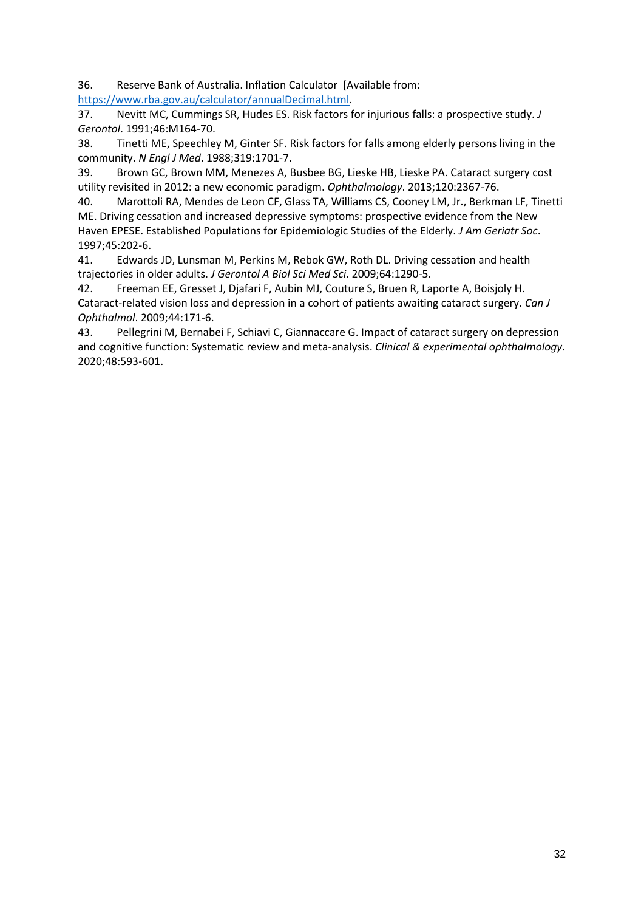36. Reserve Bank of Australia. Inflation Calculator [Available from: https://www.rba.gov.au/calculator/annualDecimal.html.

37. Nevitt MC, Cummings SR, Hudes ES. Risk factors for injurious falls: a prospective study. *J Gerontol*. 1991;46:M164-70.

38. Tinetti ME, Speechley M, Ginter SF. Risk factors for falls among elderly persons living in the community. *N Engl J Med*. 1988;319:1701-7.

39. Brown GC, Brown MM, Menezes A, Busbee BG, Lieske HB, Lieske PA. Cataract surgery cost utility revisited in 2012: a new economic paradigm. *Ophthalmology*. 2013;120:2367-76.

40. Marottoli RA, Mendes de Leon CF, Glass TA, Williams CS, Cooney LM, Jr., Berkman LF, Tinetti ME. Driving cessation and increased depressive symptoms: prospective evidence from the New Haven EPESE. Established Populations for Epidemiologic Studies of the Elderly. *J Am Geriatr Soc*. 1997;45:202-6.

41. Edwards JD, Lunsman M, Perkins M, Rebok GW, Roth DL. Driving cessation and health trajectories in older adults. *J Gerontol A Biol Sci Med Sci*. 2009;64:1290-5.

42. Freeman EE, Gresset J, Djafari F, Aubin MJ, Couture S, Bruen R, Laporte A, Boisjoly H. Cataract-related vision loss and depression in a cohort of patients awaiting cataract surgery. *Can J Ophthalmol*. 2009;44:171-6.

43. Pellegrini M, Bernabei F, Schiavi C, Giannaccare G. Impact of cataract surgery on depression and cognitive function: Systematic review and meta-analysis. *Clinical & experimental ophthalmology*. 2020;48:593-601.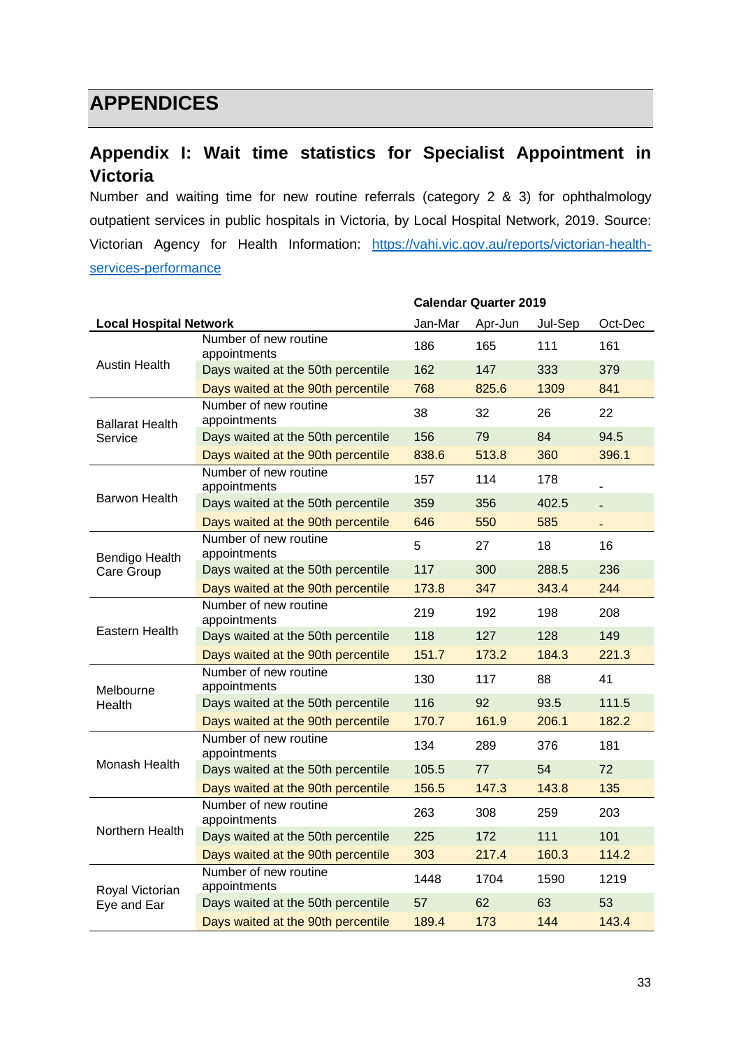# APPENDICES

## Appendix I: Wait time statistics for Specialist Appointment in Victoria

Number and waiting time for new routine referrals (category 2 & 3) for ophthalmology outpatient services in public hospitals in Victoria, by Local Hospital Network, 2019. Source: Victorian Agency for Health Information: https://vahi.vic.gov.au/reports/victorian-health-services-performance

| | | Calendar Quarter 2019 | | | |
|---|---|---|---|---|---|
| **Local Hospital Network** | | Jan-Mar | Apr-Jun | Jul-Sep | Oct-Dec |
| Austin Health | Number of new routine appointments | 186 | 165 | 111 | 161 |
| | Days waited at the 50th percentile | 162 | 147 | 333 | 379 |
| | Days waited at the 90th percentile | 768 | 825.6 | 1309 | 841 |
| Ballarat Health Service | Number of new routine appointments | 38 | 32 | 26 | 22 |
| | Days waited at the 50th percentile | 156 | 79 | 84 | 94.5 |
| | Days waited at the 90th percentile | 838.6 | 513.8 | 360 | 396.1 |
| Barwon Health | Number of new routine appointments | 157 | 114 | 178 | - |
| | Days waited at the 50th percentile | 359 | 356 | 402.5 | - |
| | Days waited at the 90th percentile | 646 | 550 | 585 | - |
| Bendigo Health Care Group | Number of new routine appointments | 5 | 27 | 18 | 16 |
| | Days waited at the 50th percentile | 117 | 300 | 288.5 | 236 |
| | Days waited at the 90th percentile | 173.8 | 347 | 343.4 | 244 |
| Eastern Health | Number of new routine appointments | 219 | 192 | 198 | 208 |
| | Days waited at the 50th percentile | 118 | 127 | 128 | 149 |
| | Days waited at the 90th percentile | 151.7 | 173.2 | 184.3 | 221.3 |
| Melbourne Health | Number of new routine appointments | 130 | 117 | 88 | 41 |
| | Days waited at the 50th percentile | 116 | 92 | 93.5 | 111.5 |
| | Days waited at the 90th percentile | 170.7 | 161.9 | 206.1 | 182.2 |
| Monash Health | Number of new routine appointments | 134 | 289 | 376 | 181 |
| | Days waited at the 50th percentile | 105.5 | 77 | 54 | 72 |
| | Days waited at the 90th percentile | 156.5 | 147.3 | 143.8 | 135 |
| Northern Health | Number of new routine appointments | 263 | 308 | 259 | 203 |
| | Days waited at the 50th percentile | 225 | 172 | 111 | 101 |
| | Days waited at the 90th percentile | 303 | 217.4 | 160.3 | 114.2 |
| Royal Victorian Eye and Ear | Number of new routine appointments | 1448 | 1704 | 1590 | 1219 |
| | Days waited at the 50th percentile | 57 | 62 | 63 | 53 |
| | Days waited at the 90th percentile | 189.4 | 173 | 144 | 143.4 |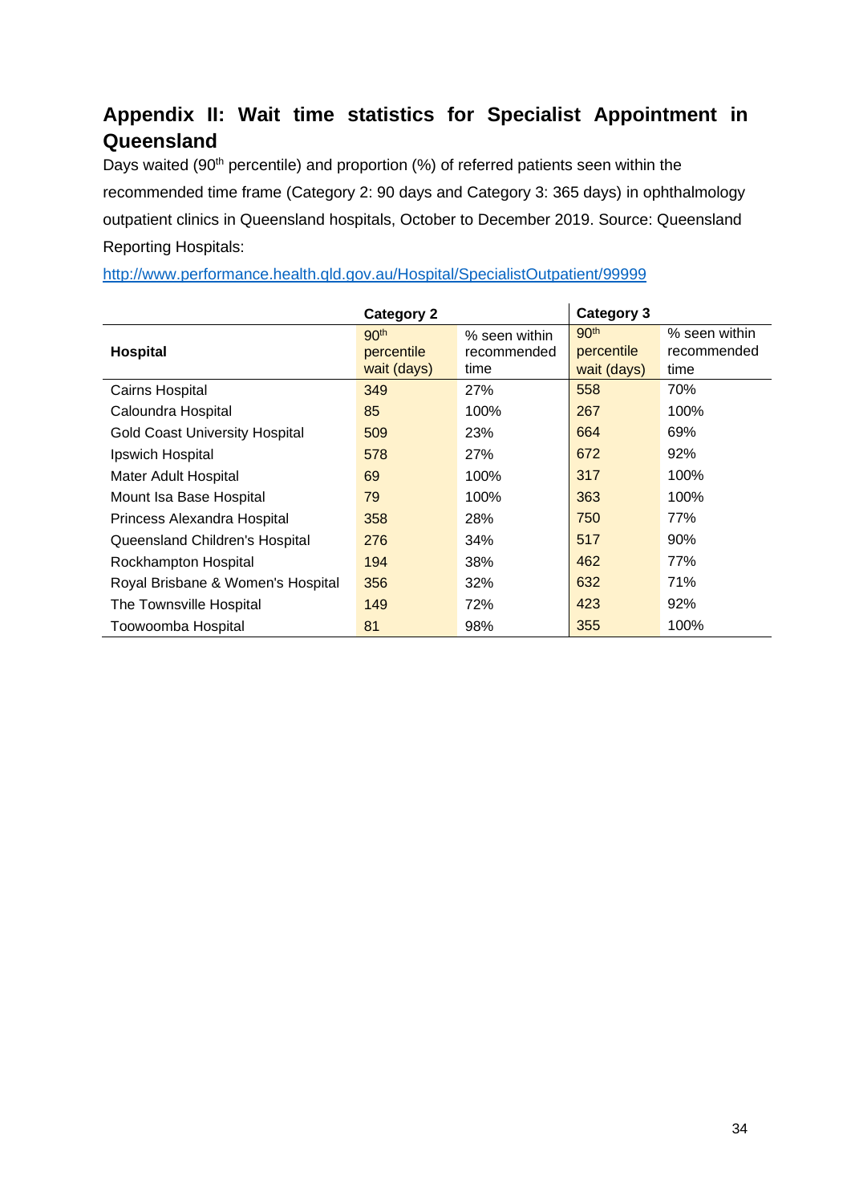## Appendix II: Wait time statistics for Specialist Appointment in Queensland

Days waited (90th percentile) and proportion (%) of referred patients seen within the recommended time frame (Category 2: 90 days and Category 3: 365 days) in ophthalmology outpatient clinics in Queensland hospitals, October to December 2019. Source: Queensland Reporting Hospitals:

http://www.performance.health.qld.gov.au/Hospital/SpecialistOutpatient/99999

| | **Category 2** | | **Category 3** | |
|---|---|---|---|---|
| **Hospital** | 90th percentile wait (days) | % seen within recommended time | 90th percentile wait (days) | % seen within recommended time |
| Cairns Hospital | 349 | 27% | 558 | 70% |
| Caloundra Hospital | 85 | 100% | 267 | 100% |
| Gold Coast University Hospital | 509 | 23% | 664 | 69% |
| Ipswich Hospital | 578 | 27% | 672 | 92% |
| Mater Adult Hospital | 69 | 100% | 317 | 100% |
| Mount Isa Base Hospital | 79 | 100% | 363 | 100% |
| Princess Alexandra Hospital | 358 | 28% | 750 | 77% |
| Queensland Children's Hospital | 276 | 34% | 517 | 90% |
| Rockhampton Hospital | 194 | 38% | 462 | 77% |
| Royal Brisbane & Women's Hospital | 356 | 32% | 632 | 71% |
| The Townsville Hospital | 149 | 72% | 423 | 92% |
| Toowoomba Hospital | 81 | 98% | 355 | 100% |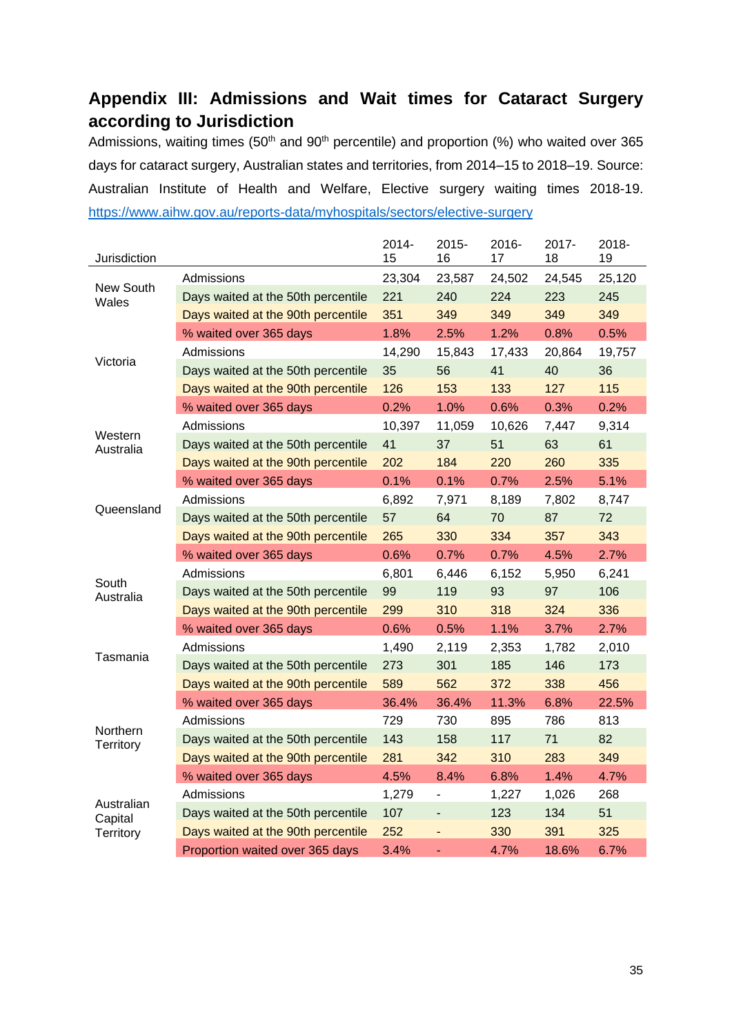## Appendix III: Admissions and Wait times for Cataract Surgery according to Jurisdiction

Admissions, waiting times (50th and 90th percentile) and proportion (%) who waited over 365 days for cataract surgery, Australian states and territories, from 2014–15 to 2018–19. Source: Australian Institute of Health and Welfare, Elective surgery waiting times 2018-19. https://www.aihw.gov.au/reports-data/myhospitals/sectors/elective-surgery

| Jurisdiction | | 2014-15 | 2015-16 | 2016-17 | 2017-18 | 2018-19 |
|---|---|---|---|---|---|---|
| New South Wales | Admissions | 23,304 | 23,587 | 24,502 | 24,545 | 25,120 |
| | Days waited at the 50th percentile | 221 | 240 | 224 | 223 | 245 |
| | Days waited at the 90th percentile | 351 | 349 | 349 | 349 | 349 |
| | % waited over 365 days | 1.8% | 2.5% | 1.2% | 0.8% | 0.5% |
| Victoria | Admissions | 14,290 | 15,843 | 17,433 | 20,864 | 19,757 |
| | Days waited at the 50th percentile | 35 | 56 | 41 | 40 | 36 |
| | Days waited at the 90th percentile | 126 | 153 | 133 | 127 | 115 |
| | % waited over 365 days | 0.2% | 1.0% | 0.6% | 0.3% | 0.2% |
| Western Australia | Admissions | 10,397 | 11,059 | 10,626 | 7,447 | 9,314 |
| | Days waited at the 50th percentile | 41 | 37 | 51 | 63 | 61 |
| | Days waited at the 90th percentile | 202 | 184 | 220 | 260 | 335 |
| | % waited over 365 days | 0.1% | 0.1% | 0.7% | 2.5% | 5.1% |
| Queensland | Admissions | 6,892 | 7,971 | 8,189 | 7,802 | 8,747 |
| | Days waited at the 50th percentile | 57 | 64 | 70 | 87 | 72 |
| | Days waited at the 90th percentile | 265 | 330 | 334 | 357 | 343 |
| | % waited over 365 days | 0.6% | 0.7% | 0.7% | 4.5% | 2.7% |
| South Australia | Admissions | 6,801 | 6,446 | 6,152 | 5,950 | 6,241 |
| | Days waited at the 50th percentile | 99 | 119 | 93 | 97 | 106 |
| | Days waited at the 90th percentile | 299 | 310 | 318 | 324 | 336 |
| | % waited over 365 days | 0.6% | 0.5% | 1.1% | 3.7% | 2.7% |
| Tasmania | Admissions | 1,490 | 2,119 | 2,353 | 1,782 | 2,010 |
| | Days waited at the 50th percentile | 273 | 301 | 185 | 146 | 173 |
| | Days waited at the 90th percentile | 589 | 562 | 372 | 338 | 456 |
| | % waited over 365 days | 36.4% | 36.4% | 11.3% | 6.8% | 22.5% |
| Northern Territory | Admissions | 729 | 730 | 895 | 786 | 813 |
| | Days waited at the 50th percentile | 143 | 158 | 117 | 71 | 82 |
| | Days waited at the 90th percentile | 281 | 342 | 310 | 283 | 349 |
| | % waited over 365 days | 4.5% | 8.4% | 6.8% | 1.4% | 4.7% |
| Australian Capital Territory | Admissions | 1,279 | - | 1,227 | 1,026 | 268 |
| | Days waited at the 50th percentile | 107 | - | 123 | 134 | 51 |
| | Days waited at the 90th percentile | 252 | - | 330 | 391 | 325 |
| | Proportion waited over 365 days | 3.4% | - | 4.7% | 18.6% | 6.7% |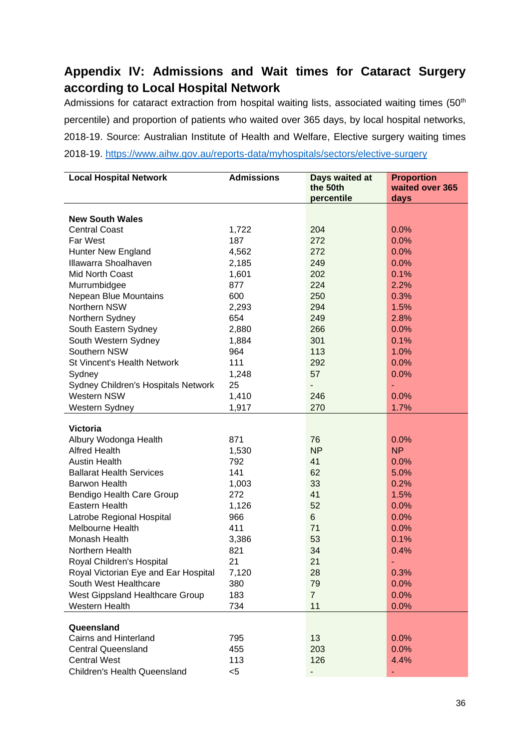## Appendix IV: Admissions and Wait times for Cataract Surgery according to Local Hospital Network

Admissions for cataract extraction from hospital waiting lists, associated waiting times (50th percentile) and proportion of patients who waited over 365 days, by local hospital networks, 2018-19. Source: Australian Institute of Health and Welfare, Elective surgery waiting times 2018-19. https://www.aihw.gov.au/reports-data/myhospitals/sectors/elective-surgery

| Local Hospital Network | Admissions | Days waited at the 50th percentile | Proportion waited over 365 days |
|---|---|---|---|
| **New South Wales** | | | |
| Central Coast | 1,722 | 204 | 0.0% |
| Far West | 187 | 272 | 0.0% |
| Hunter New England | 4,562 | 272 | 0.0% |
| Illawarra Shoalhaven | 2,185 | 249 | 0.0% |
| Mid North Coast | 1,601 | 202 | 0.1% |
| Murrumbidgee | 877 | 224 | 2.2% |
| Nepean Blue Mountains | 600 | 250 | 0.3% |
| Northern NSW | 2,293 | 294 | 1.5% |
| Northern Sydney | 654 | 249 | 2.8% |
| South Eastern Sydney | 2,880 | 266 | 0.0% |
| South Western Sydney | 1,884 | 301 | 0.1% |
| Southern NSW | 964 | 113 | 1.0% |
| St Vincent's Health Network | 111 | 292 | 0.0% |
| Sydney | 1,248 | 57 | 0.0% |
| Sydney Children's Hospitals Network | 25 | - | - |
| Western NSW | 1,410 | 246 | 0.0% |
| Western Sydney | 1,917 | 270 | 1.7% |
| **Victoria** | | | |
| Albury Wodonga Health | 871 | 76 | 0.0% |
| Alfred Health | 1,530 | NP | NP |
| Austin Health | 792 | 41 | 0.0% |
| Ballarat Health Services | 141 | 62 | 5.0% |
| Barwon Health | 1,003 | 33 | 0.2% |
| Bendigo Health Care Group | 272 | 41 | 1.5% |
| Eastern Health | 1,126 | 52 | 0.0% |
| Latrobe Regional Hospital | 966 | 6 | 0.0% |
| Melbourne Health | 411 | 71 | 0.0% |
| Monash Health | 3,386 | 53 | 0.1% |
| Northern Health | 821 | 34 | 0.4% |
| Royal Children's Hospital | 21 | 21 | - |
| Royal Victorian Eye and Ear Hospital | 7,120 | 28 | 0.3% |
| South West Healthcare | 380 | 79 | 0.0% |
| West Gippsland Healthcare Group | 183 | 7 | 0.0% |
| Western Health | 734 | 11 | 0.0% |
| **Queensland** | | | |
| Cairns and Hinterland | 795 | 13 | 0.0% |
| Central Queensland | 455 | 203 | 0.0% |
| Central West | 113 | 126 | 4.4% |
| Children's Health Queensland | <5 | - | - |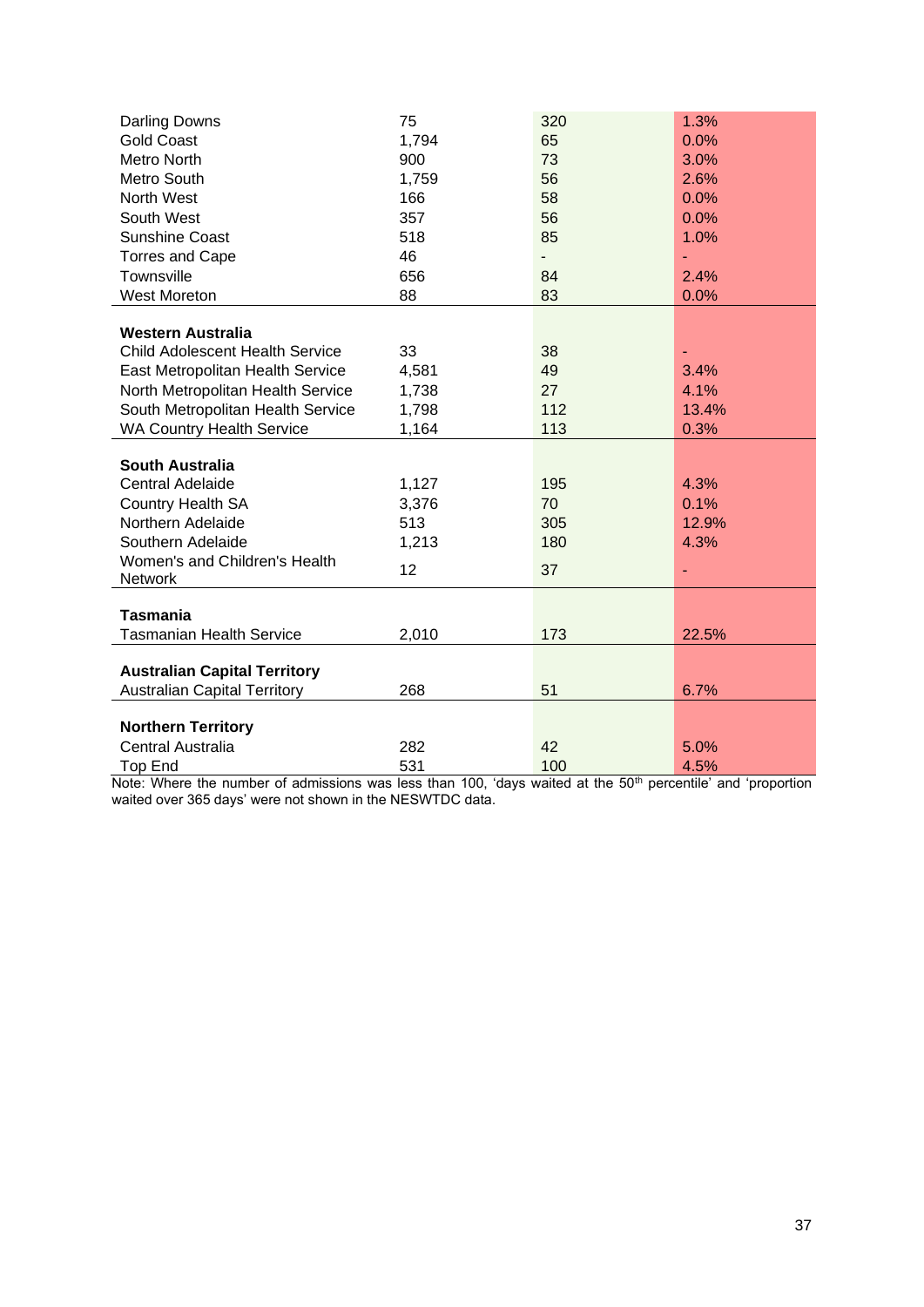| | | | |
|---|---|---|---|
| Darling Downs | 75 | 320 | 1.3% |
| Gold Coast | 1,794 | 65 | 0.0% |
| Metro North | 900 | 73 | 3.0% |
| Metro South | 1,759 | 56 | 2.6% |
| North West | 166 | 58 | 0.0% |
| South West | 357 | 56 | 0.0% |
| Sunshine Coast | 518 | 85 | 1.0% |
| Torres and Cape | 46 | - | - |
| Townsville | 656 | 84 | 2.4% |
| West Moreton | 88 | 83 | 0.0% |
| **Western Australia** | | | |
| Child Adolescent Health Service | 33 | 38 | - |
| East Metropolitan Health Service | 4,581 | 49 | 3.4% |
| North Metropolitan Health Service | 1,738 | 27 | 4.1% |
| South Metropolitan Health Service | 1,798 | 112 | 13.4% |
| WA Country Health Service | 1,164 | 113 | 0.3% |
| **South Australia** | | | |
| Central Adelaide | 1,127 | 195 | 4.3% |
| Country Health SA | 3,376 | 70 | 0.1% |
| Northern Adelaide | 513 | 305 | 12.9% |
| Southern Adelaide | 1,213 | 180 | 4.3% |
| Women's and Children's Health Network | 12 | 37 | - |
| **Tasmania** | | | |
| Tasmanian Health Service | 2,010 | 173 | 22.5% |
| **Australian Capital Territory** | | | |
| Australian Capital Territory | 268 | 51 | 6.7% |
| **Northern Territory** | | | |
| Central Australia | 282 | 42 | 5.0% |
| Top End | 531 | 100 | 4.5% |

Note: Where the number of admissions was less than 100, 'days waited at the 50th percentile' and 'proportion waited over 365 days' were not shown in the NESWTDC data.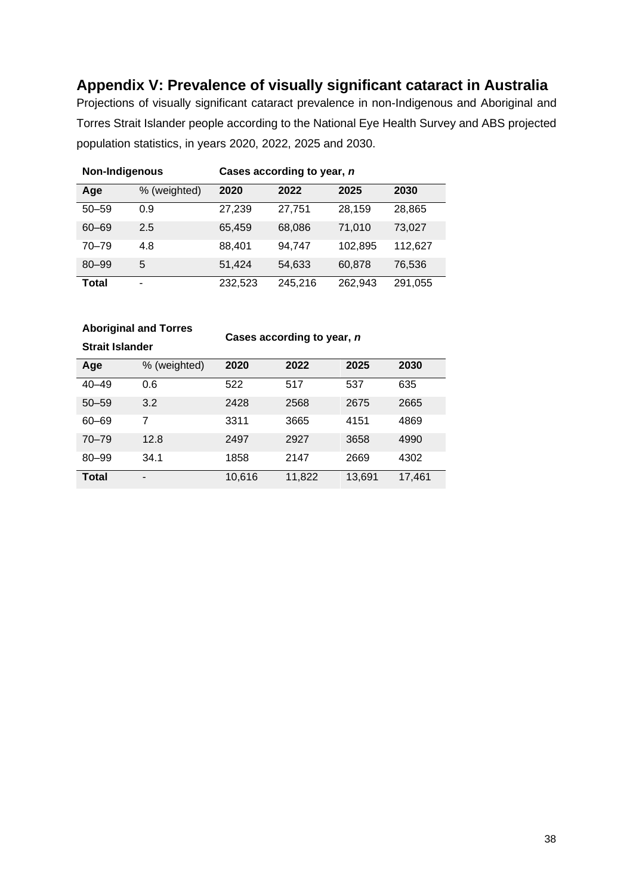## Appendix V: Prevalence of visually significant cataract in Australia

Projections of visually significant cataract prevalence in non-Indigenous and Aboriginal and Torres Strait Islander people according to the National Eye Health Survey and ABS projected population statistics, in years 2020, 2022, 2025 and 2030.

| **Non-Indigenous** | | **Cases according to year, *n*** | | | |
|---|---|---|---|---|---|
| **Age** | % (weighted) | **2020** | **2022** | **2025** | **2030** |
| 50–59 | 0.9 | 27,239 | 27,751 | 28,159 | 28,865 |
| 60–69 | 2.5 | 65,459 | 68,086 | 71,010 | 73,027 |
| 70–79 | 4.8 | 88,401 | 94,747 | 102,895 | 112,627 |
| 80–99 | 5 | 51,424 | 54,633 | 60,878 | 76,536 |
| **Total** | - | 232,523 | 245,216 | 262,943 | 291,055 |

| **Aboriginal and Torres Strait Islander** | | **Cases according to year, *n*** | | | |
|---|---|---|---|---|---|
| **Age** | % (weighted) | **2020** | **2022** | **2025** | **2030** |
| 40–49 | 0.6 | 522 | 517 | 537 | 635 |
| 50–59 | 3.2 | 2428 | 2568 | 2675 | 2665 |
| 60–69 | 7 | 3311 | 3665 | 4151 | 4869 |
| 70–79 | 12.8 | 2497 | 2927 | 3658 | 4990 |
| 80–99 | 34.1 | 1858 | 2147 | 2669 | 4302 |
| **Total** | - | 10,616 | 11,822 | 13,691 | 17,461 |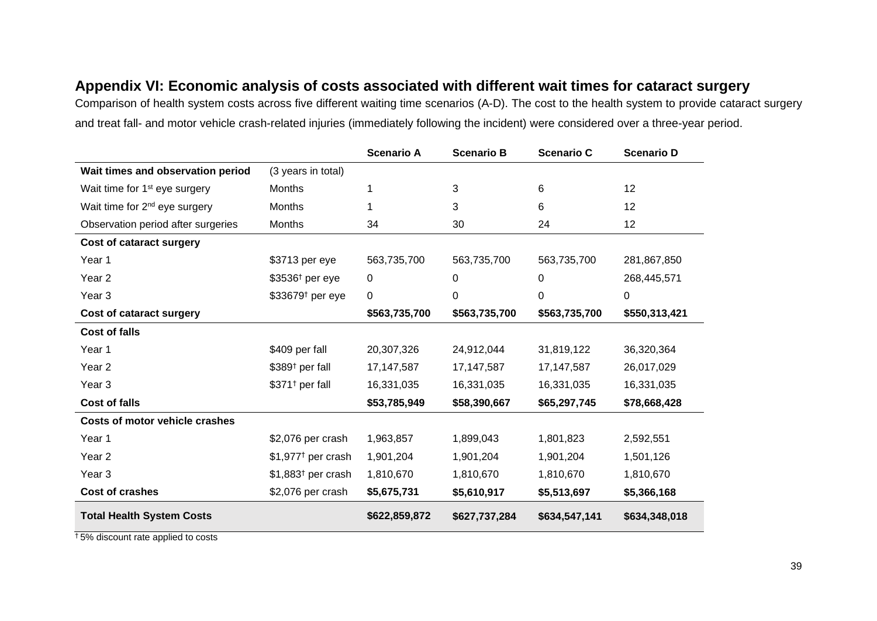## Appendix VI: Economic analysis of costs associated with different wait times for cataract surgery

Comparison of health system costs across five different waiting time scenarios (A-D). The cost to the health system to provide cataract surgery and treat fall- and motor vehicle crash-related injuries (immediately following the incident) were considered over a three-year period.

| | | Scenario A | Scenario B | Scenario C | Scenario D |
|---|---|---|---|---|---|
| **Wait times and observation period** | (3 years in total) | | | | |
| Wait time for 1st eye surgery | Months | 1 | 3 | 6 | 12 |
| Wait time for 2nd eye surgery | Months | 1 | 3 | 6 | 12 |
| Observation period after surgeries | Months | 34 | 30 | 24 | 12 |
| **Cost of cataract surgery** | | | | | |
| Year 1 | $3713 per eye | 563,735,700 | 563,735,700 | 563,735,700 | 281,867,850 |
| Year 2 | $3536† per eye | 0 | 0 | 0 | 268,445,571 |
| Year 3 | $33679† per eye | 0 | 0 | 0 | 0 |
| **Cost of cataract surgery** | | **$563,735,700** | **$563,735,700** | **$563,735,700** | **$550,313,421** |
| **Cost of falls** | | | | | |
| Year 1 | $409 per fall | 20,307,326 | 24,912,044 | 31,819,122 | 36,320,364 |
| Year 2 | $389† per fall | 17,147,587 | 17,147,587 | 17,147,587 | 26,017,029 |
| Year 3 | $371† per fall | 16,331,035 | 16,331,035 | 16,331,035 | 16,331,035 |
| **Cost of falls** | | **$53,785,949** | **$58,390,667** | **$65,297,745** | **$78,668,428** |
| **Costs of motor vehicle crashes** | | | | | |
| Year 1 | $2,076 per crash | 1,963,857 | 1,899,043 | 1,801,823 | 2,592,551 |
| Year 2 | $1,977† per crash | 1,901,204 | 1,901,204 | 1,901,204 | 1,501,126 |
| Year 3 | $1,883† per crash | 1,810,670 | 1,810,670 | 1,810,670 | 1,810,670 |
| **Cost of crashes** | $2,076 per crash | **$5,675,731** | **$5,610,917** | **$5,513,697** | **$5,366,168** |
| **Total Health System Costs** | | **$622,859,872** | **$627,737,284** | **$634,547,141** | **$634,348,018** |

† 5% discount rate applied to costs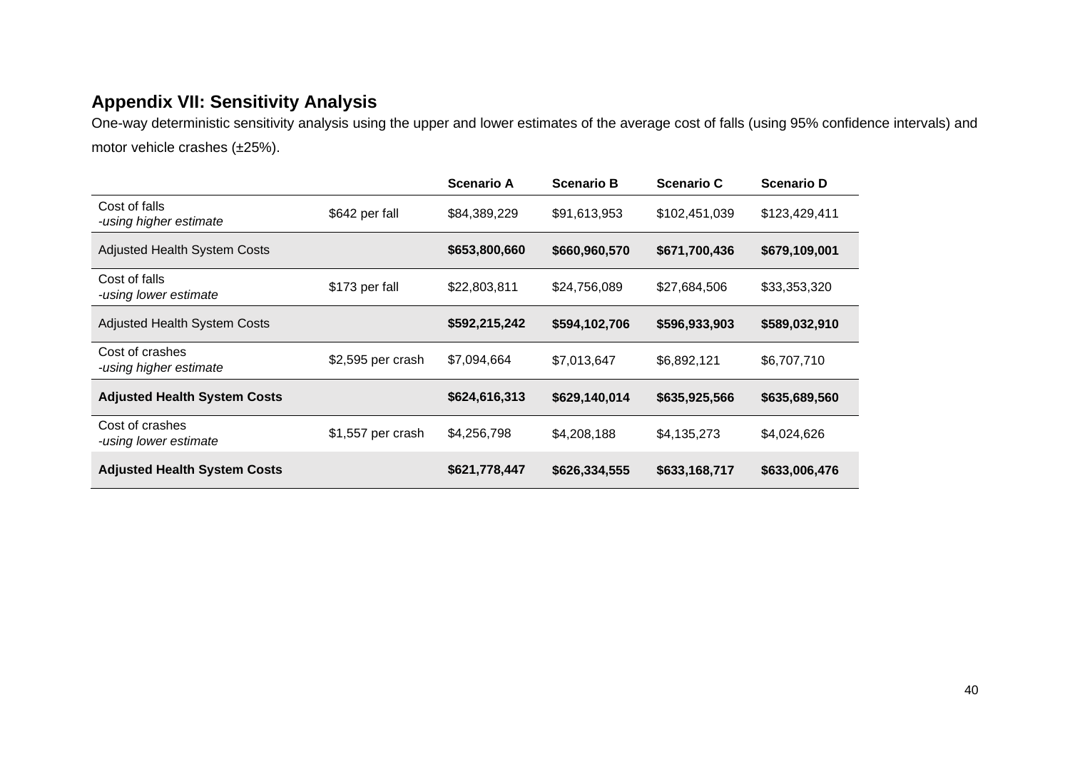## Appendix VII: Sensitivity Analysis

One-way deterministic sensitivity analysis using the upper and lower estimates of the average cost of falls (using 95% confidence intervals) and motor vehicle crashes (±25%).

| | | Scenario A | Scenario B | Scenario C | Scenario D |
|---|---|---|---|---|---|
| Cost of falls *-using higher estimate* | $642 per fall | $84,389,229 | $91,613,953 | $102,451,039 | $123,429,411 |
| Adjusted Health System Costs | | **$653,800,660** | **$660,960,570** | **$671,700,436** | **$679,109,001** |
| Cost of falls *-using lower estimate* | $173 per fall | $22,803,811 | $24,756,089 | $27,684,506 | $33,353,320 |
| Adjusted Health System Costs | | **$592,215,242** | **$594,102,706** | **$596,933,903** | **$589,032,910** |
| Cost of crashes *-using higher estimate* | $2,595 per crash | $7,094,664 | $7,013,647 | $6,892,121 | $6,707,710 |
| **Adjusted Health System Costs** | | **$624,616,313** | **$629,140,014** | **$635,925,566** | **$635,689,560** |
| Cost of crashes *-using lower estimate* | $1,557 per crash | $4,256,798 | $4,208,188 | $4,135,273 | $4,024,626 |
| **Adjusted Health System Costs** | | **$621,778,447** | **$626,334,555** | **$633,168,717** | **$633,006,476** |